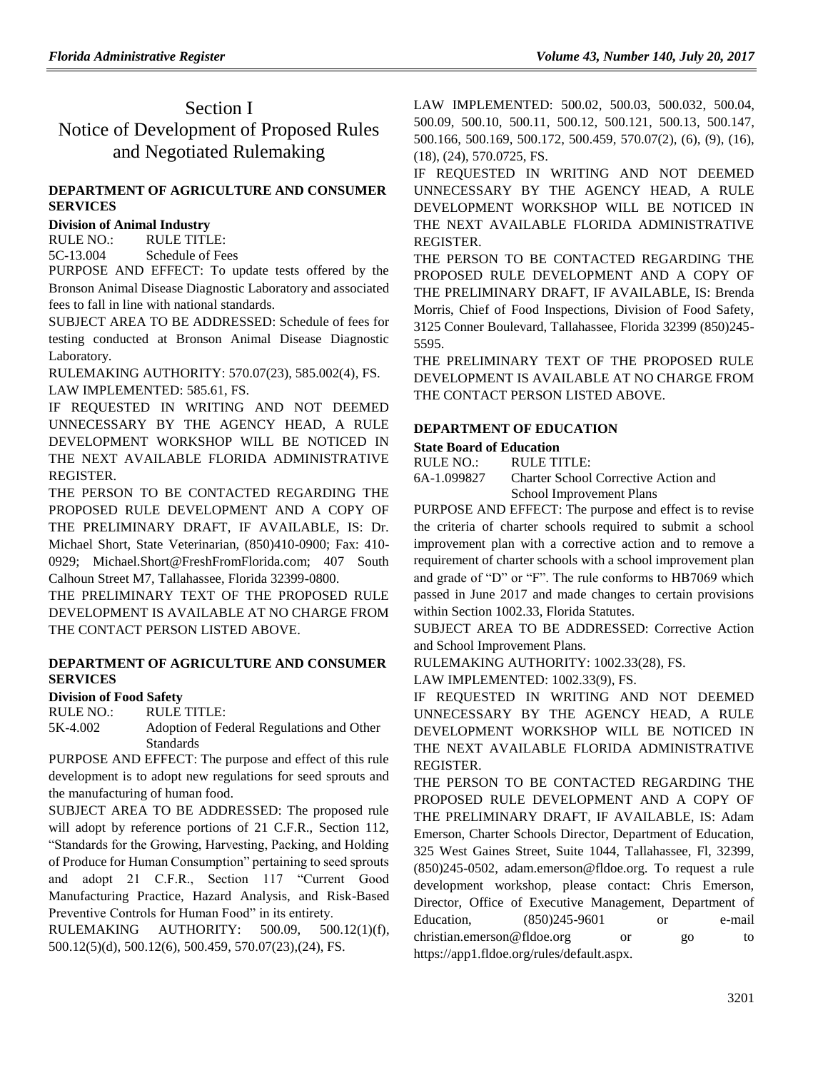# Section I
# Notice of Development of Proposed Rules and Negotiated Rulemaking

## DEPARTMENT OF AGRICULTURE AND CONSUMER SERVICES

### Division of Animal Industry

RULE NO.: RULE TITLE:
5C-13.004 Schedule of Fees

PURPOSE AND EFFECT: To update tests offered by the Bronson Animal Disease Diagnostic Laboratory and associated fees to fall in line with national standards.

SUBJECT AREA TO BE ADDRESSED: Schedule of fees for testing conducted at Bronson Animal Disease Diagnostic Laboratory.

RULEMAKING AUTHORITY: 570.07(23), 585.002(4), FS.

LAW IMPLEMENTED: 585.61, FS.

IF REQUESTED IN WRITING AND NOT DEEMED UNNECESSARY BY THE AGENCY HEAD, A RULE DEVELOPMENT WORKSHOP WILL BE NOTICED IN THE NEXT AVAILABLE FLORIDA ADMINISTRATIVE REGISTER.

THE PERSON TO BE CONTACTED REGARDING THE PROPOSED RULE DEVELOPMENT AND A COPY OF THE PRELIMINARY DRAFT, IF AVAILABLE, IS: Dr. Michael Short, State Veterinarian, (850)410-0900; Fax: 410-0929; Michael.Short@FreshFromFlorida.com; 407 South Calhoun Street M7, Tallahassee, Florida 32399-0800.

THE PRELIMINARY TEXT OF THE PROPOSED RULE DEVELOPMENT IS AVAILABLE AT NO CHARGE FROM THE CONTACT PERSON LISTED ABOVE.

## DEPARTMENT OF AGRICULTURE AND CONSUMER SERVICES

### Division of Food Safety

RULE NO.: RULE TITLE:
5K-4.002 Adoption of Federal Regulations and Other Standards

PURPOSE AND EFFECT: The purpose and effect of this rule development is to adopt new regulations for seed sprouts and the manufacturing of human food.

SUBJECT AREA TO BE ADDRESSED: The proposed rule will adopt by reference portions of 21 C.F.R., Section 112, "Standards for the Growing, Harvesting, Packing, and Holding of Produce for Human Consumption" pertaining to seed sprouts and adopt 21 C.F.R., Section 117 "Current Good Manufacturing Practice, Hazard Analysis, and Risk-Based Preventive Controls for Human Food" in its entirety.

RULEMAKING AUTHORITY: 500.09, 500.12(1)(f), 500.12(5)(d), 500.12(6), 500.459, 570.07(23),(24), FS.

LAW IMPLEMENTED: 500.02, 500.03, 500.032, 500.04, 500.09, 500.10, 500.11, 500.12, 500.121, 500.13, 500.147, 500.166, 500.169, 500.172, 500.459, 570.07(2), (6), (9), (16), (18), (24), 570.0725, FS.

IF REQUESTED IN WRITING AND NOT DEEMED UNNECESSARY BY THE AGENCY HEAD, A RULE DEVELOPMENT WORKSHOP WILL BE NOTICED IN THE NEXT AVAILABLE FLORIDA ADMINISTRATIVE REGISTER.

THE PERSON TO BE CONTACTED REGARDING THE PROPOSED RULE DEVELOPMENT AND A COPY OF THE PRELIMINARY DRAFT, IF AVAILABLE, IS: Brenda Morris, Chief of Food Inspections, Division of Food Safety, 3125 Conner Boulevard, Tallahassee, Florida 32399 (850)245-5595.

THE PRELIMINARY TEXT OF THE PROPOSED RULE DEVELOPMENT IS AVAILABLE AT NO CHARGE FROM THE CONTACT PERSON LISTED ABOVE.

## DEPARTMENT OF EDUCATION

### State Board of Education

RULE NO.: RULE TITLE:
6A-1.099827 Charter School Corrective Action and School Improvement Plans

PURPOSE AND EFFECT: The purpose and effect is to revise the criteria of charter schools required to submit a school improvement plan with a corrective action and to remove a requirement of charter schools with a school improvement plan and grade of "D" or "F". The rule conforms to HB7069 which passed in June 2017 and made changes to certain provisions within Section 1002.33, Florida Statutes.

SUBJECT AREA TO BE ADDRESSED: Corrective Action and School Improvement Plans.

RULEMAKING AUTHORITY: 1002.33(28), FS.

LAW IMPLEMENTED: 1002.33(9), FS.

IF REQUESTED IN WRITING AND NOT DEEMED UNNECESSARY BY THE AGENCY HEAD, A RULE DEVELOPMENT WORKSHOP WILL BE NOTICED IN THE NEXT AVAILABLE FLORIDA ADMINISTRATIVE REGISTER.

THE PERSON TO BE CONTACTED REGARDING THE PROPOSED RULE DEVELOPMENT AND A COPY OF THE PRELIMINARY DRAFT, IF AVAILABLE, IS: Adam Emerson, Charter Schools Director, Department of Education, 325 West Gaines Street, Suite 1044, Tallahassee, Fl, 32399, (850)245-0502, adam.emerson@fldoe.org. To request a rule development workshop, please contact: Chris Emerson, Director, Office of Executive Management, Department of Education, (850)245-9601 or e-mail christian.emerson@fldoe.org or go to https://app1.fldoe.org/rules/default.aspx.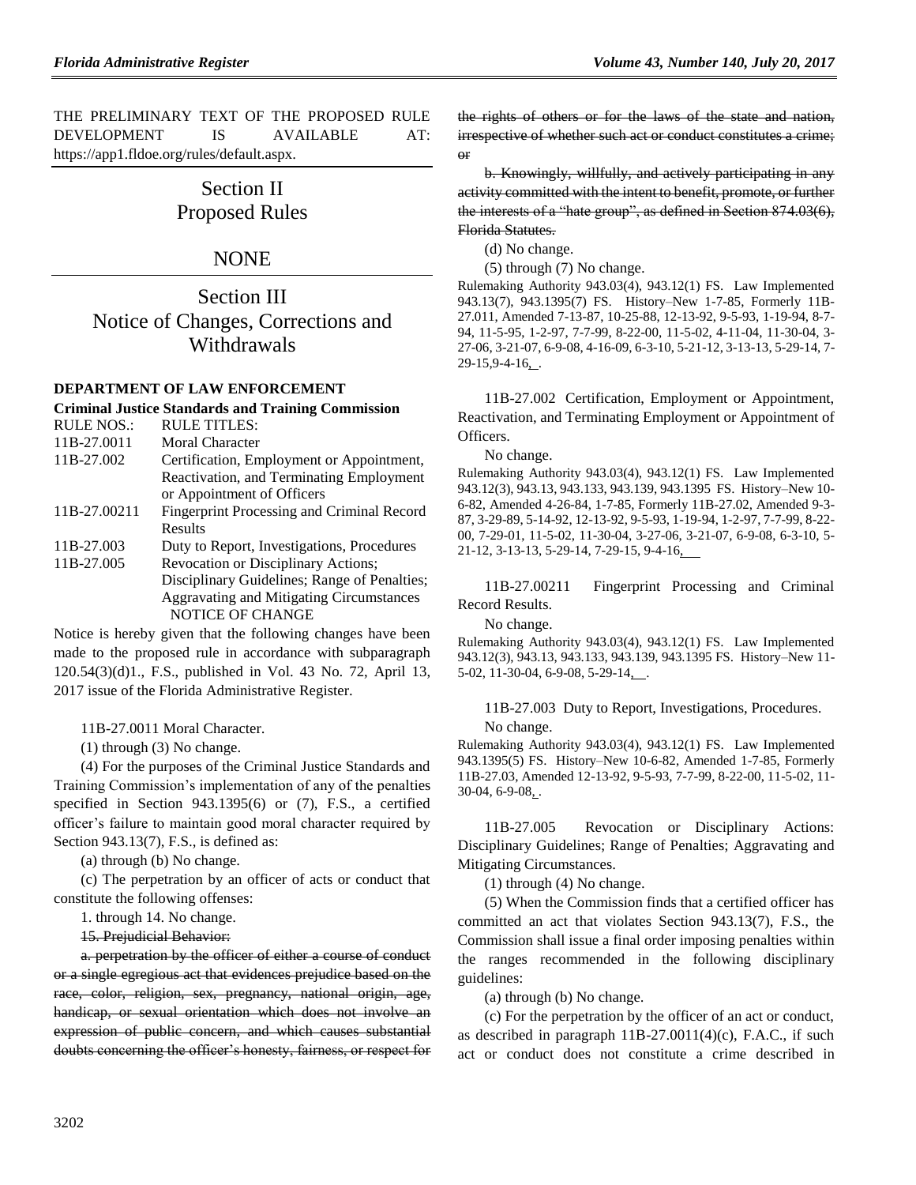THE PRELIMINARY TEXT OF THE PROPOSED RULE DEVELOPMENT IS AVAILABLE AT: https://app1.fldoe.org/rules/default.aspx.

# Section II Proposed Rules

## NONE

# Section III Notice of Changes, Corrections and Withdrawals

### DEPARTMENT OF LAW ENFORCEMENT

**Criminal Justice Standards and Training Commission**

| RULE NOS.: | RULE TITLES: |
|---|---|
| 11B-27.0011 | Moral Character |
| 11B-27.002 | Certification, Employment or Appointment, Reactivation, and Terminating Employment or Appointment of Officers |
| 11B-27.00211 | Fingerprint Processing and Criminal Record Results |
| 11B-27.003 | Duty to Report, Investigations, Procedures |
| 11B-27.005 | Revocation or Disciplinary Actions; Disciplinary Guidelines; Range of Penalties; Aggravating and Mitigating Circumstances |

NOTICE OF CHANGE

Notice is hereby given that the following changes have been made to the proposed rule in accordance with subparagraph 120.54(3)(d)1., F.S., published in Vol. 43 No. 72, April 13, 2017 issue of the Florida Administrative Register.

11B-27.0011 Moral Character.

(1) through (3) No change.

(4) For the purposes of the Criminal Justice Standards and Training Commission's implementation of any of the penalties specified in Section 943.1395(6) or (7), F.S., a certified officer's failure to maintain good moral character required by Section 943.13(7), F.S., is defined as:

(a) through (b) No change.

(c) The perpetration by an officer of acts or conduct that constitute the following offenses:

1. through 14. No change.

~~15. Prejudicial Behavior:~~

~~a. perpetration by the officer of either a course of conduct or a single egregious act that evidences prejudice based on the race, color, religion, sex, pregnancy, national origin, age, handicap, or sexual orientation which does not involve an expression of public concern, and which causes substantial doubts concerning the officer's honesty, fairness, or respect for the rights of others or for the laws of the state and nation, irrespective of whether such act or conduct constitutes a crime; or~~

~~b. Knowingly, willfully, and actively participating in any activity committed with the intent to benefit, promote, or further the interests of a "hate group", as defined in Section 874.03(6), Florida Statutes.~~

(d) No change.

(5) through (7) No change.

Rulemaking Authority 943.03(4), 943.12(1) FS. Law Implemented 943.13(7), 943.1395(7) FS. History–New 1-7-85, Formerly 11B-27.011, Amended 7-13-87, 10-25-88, 12-13-92, 9-5-93, 1-19-94, 8-7-94, 11-5-95, 1-2-97, 7-7-99, 8-22-00, 11-5-02, 4-11-04, 11-30-04, 3-27-06, 3-21-07, 6-9-08, 4-16-09, 6-3-10, 5-21-12, 3-13-13, 5-29-14, 7-29-15, 9-4-16, .

11B-27.002 Certification, Employment or Appointment, Reactivation, and Terminating Employment or Appointment of Officers.

No change.

Rulemaking Authority 943.03(4), 943.12(1) FS. Law Implemented 943.12(3), 943.13, 943.133, 943.139, 943.1395 FS. History–New 10-6-82, Amended 4-26-84, 1-7-85, Formerly 11B-27.02, Amended 9-3-87, 3-29-89, 5-14-92, 12-13-92, 9-5-93, 1-19-94, 1-2-97, 7-7-99, 8-22-00, 7-29-01, 11-5-02, 11-30-04, 3-27-06, 3-21-07, 6-9-08, 6-3-10, 5-21-12, 3-13-13, 5-29-14, 7-29-15, 9-4-16,

11B-27.00211 Fingerprint Processing and Criminal Record Results.

No change.

Rulemaking Authority 943.03(4), 943.12(1) FS. Law Implemented 943.12(3), 943.13, 943.133, 943.139, 943.1395 FS. History–New 11-5-02, 11-30-04, 6-9-08, 5-29-14, .

11B-27.003 Duty to Report, Investigations, Procedures.

No change.

Rulemaking Authority 943.03(4), 943.12(1) FS. Law Implemented 943.1395(5) FS. History–New 10-6-82, Amended 1-7-85, Formerly 11B-27.03, Amended 12-13-92, 9-5-93, 7-7-99, 8-22-00, 11-5-02, 11-30-04, 6-9-08, .

11B-27.005 Revocation or Disciplinary Actions: Disciplinary Guidelines; Range of Penalties; Aggravating and Mitigating Circumstances.

(1) through (4) No change.

(5) When the Commission finds that a certified officer has committed an act that violates Section 943.13(7), F.S., the Commission shall issue a final order imposing penalties within the ranges recommended in the following disciplinary guidelines:

(a) through (b) No change.

(c) For the perpetration by the officer of an act or conduct, as described in paragraph 11B-27.0011(4)(c), F.A.C., if such act or conduct does not constitute a crime described in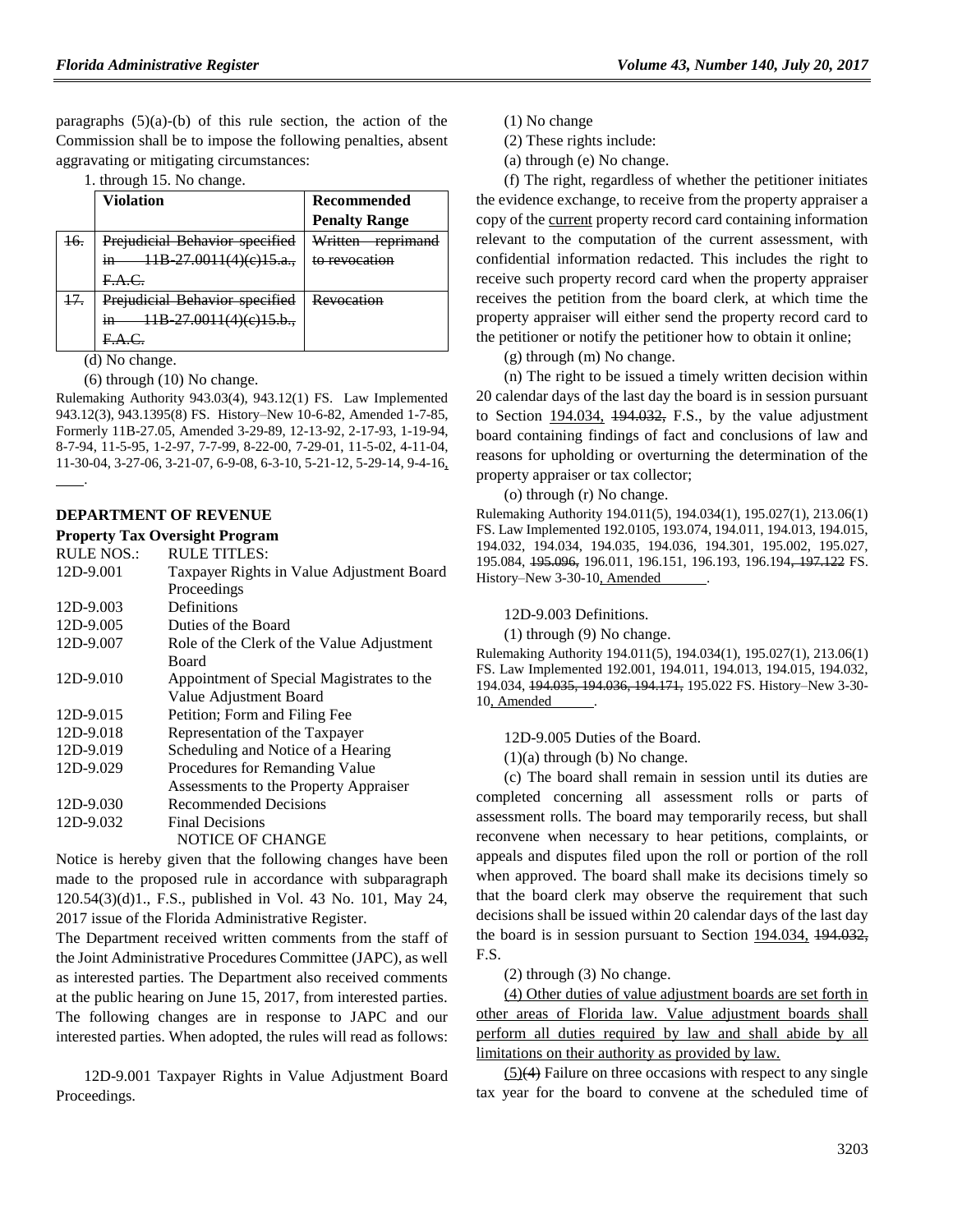paragraphs (5)(a)-(b) of this rule section, the action of the Commission shall be to impose the following penalties, absent aggravating or mitigating circumstances:

1. through 15. No change.

| | Violation | Recommended Penalty Range |
|---|---|---|
| ~~16.~~ | ~~Prejudicial Behavior specified in 11B-27.0011(4)(c)15.a., F.A.C.~~ | ~~Written reprimand to revocation~~ |
| ~~17.~~ | ~~Prejudicial Behavior specified in 11B-27.0011(4)(c)15.b., F.A.C.~~ | ~~Revocation~~ |

(d) No change.

(6) through (10) No change.

Rulemaking Authority 943.03(4), 943.12(1) FS. Law Implemented 943.12(3), 943.1395(8) FS. History–New 10-6-82, Amended 1-7-85, Formerly 11B-27.05, Amended 3-29-89, 12-13-92, 2-17-93, 1-19-94, 8-7-94, 11-5-95, 1-2-97, 7-7-99, 8-22-00, 7-29-01, 11-5-02, 4-11-04, 11-30-04, 3-27-06, 3-21-07, 6-9-08, 6-3-10, 5-21-12, 5-29-14, 9-4-16, ____.

## DEPARTMENT OF REVENUE

### Property Tax Oversight Program

| RULE NOS.: | RULE TITLES: |
|---|---|
| 12D-9.001 | Taxpayer Rights in Value Adjustment Board Proceedings |
| 12D-9.003 | Definitions |
| 12D-9.005 | Duties of the Board |
| 12D-9.007 | Role of the Clerk of the Value Adjustment Board |
| 12D-9.010 | Appointment of Special Magistrates to the Value Adjustment Board |
| 12D-9.015 | Petition; Form and Filing Fee |
| 12D-9.018 | Representation of the Taxpayer |
| 12D-9.019 | Scheduling and Notice of a Hearing |
| 12D-9.029 | Procedures for Remanding Value Assessments to the Property Appraiser |
| 12D-9.030 | Recommended Decisions |
| 12D-9.032 | Final Decisions |

NOTICE OF CHANGE

Notice is hereby given that the following changes have been made to the proposed rule in accordance with subparagraph 120.54(3)(d)1., F.S., published in Vol. 43 No. 101, May 24, 2017 issue of the Florida Administrative Register.

The Department received written comments from the staff of the Joint Administrative Procedures Committee (JAPC), as well as interested parties. The Department also received comments at the public hearing on June 15, 2017, from interested parties. The following changes are in response to JAPC and our interested parties. When adopted, the rules will read as follows:

12D-9.001 Taxpayer Rights in Value Adjustment Board Proceedings.

(1) No change

(2) These rights include:

(a) through (e) No change.

(f) The right, regardless of whether the petitioner initiates the evidence exchange, to receive from the property appraiser a copy of the <u>current</u> property record card containing information relevant to the computation of the current assessment, with confidential information redacted. This includes the right to receive such property record card when the property appraiser receives the petition from the board clerk, at which time the property appraiser will either send the property record card to the petitioner or notify the petitioner how to obtain it online;

(g) through (m) No change.

(n) The right to be issued a timely written decision within 20 calendar days of the last day the board is in session pursuant to Section <u>194.034,</u> ~~194.032,~~ F.S., by the value adjustment board containing findings of fact and conclusions of law and reasons for upholding or overturning the determination of the property appraiser or tax collector;

(o) through (r) No change.

Rulemaking Authority 194.011(5), 194.034(1), 195.027(1), 213.06(1) FS. Law Implemented 192.0105, 193.074, 194.011, 194.013, 194.015, 194.032, 194.034, 194.035, 194.036, 194.301, 195.002, 195.027, 195.084, ~~195.096,~~ 196.011, 196.151, 196.193, 196.194~~, 197.122~~ FS. History–New 3-30-10<u>, Amended ______</u>.

12D-9.003 Definitions.

(1) through (9) No change.

Rulemaking Authority 194.011(5), 194.034(1), 195.027(1), 213.06(1) FS. Law Implemented 192.001, 194.011, 194.013, 194.015, 194.032, 194.034, ~~194.035, 194.036, 194.171,~~ 195.022 FS. History–New 3-30-10<u>, Amended ______</u>.

12D-9.005 Duties of the Board.

(1)(a) through (b) No change.

(c) The board shall remain in session until its duties are completed concerning all assessment rolls or parts of assessment rolls. The board may temporarily recess, but shall reconvene when necessary to hear petitions, complaints, or appeals and disputes filed upon the roll or portion of the roll when approved. The board shall make its decisions timely so that the board clerk may observe the requirement that such decisions shall be issued within 20 calendar days of the last day the board is in session pursuant to Section <u>194.034,</u> ~~194.032,~~ F.S.

(2) through (3) No change.

<u>(4) Other duties of value adjustment boards are set forth in other areas of Florida law. Value adjustment boards shall perform all duties required by law and shall abide by all limitations on their authority as provided by law.</u>

<u>(5)</u>~~(4)~~ Failure on three occasions with respect to any single tax year for the board to convene at the scheduled time of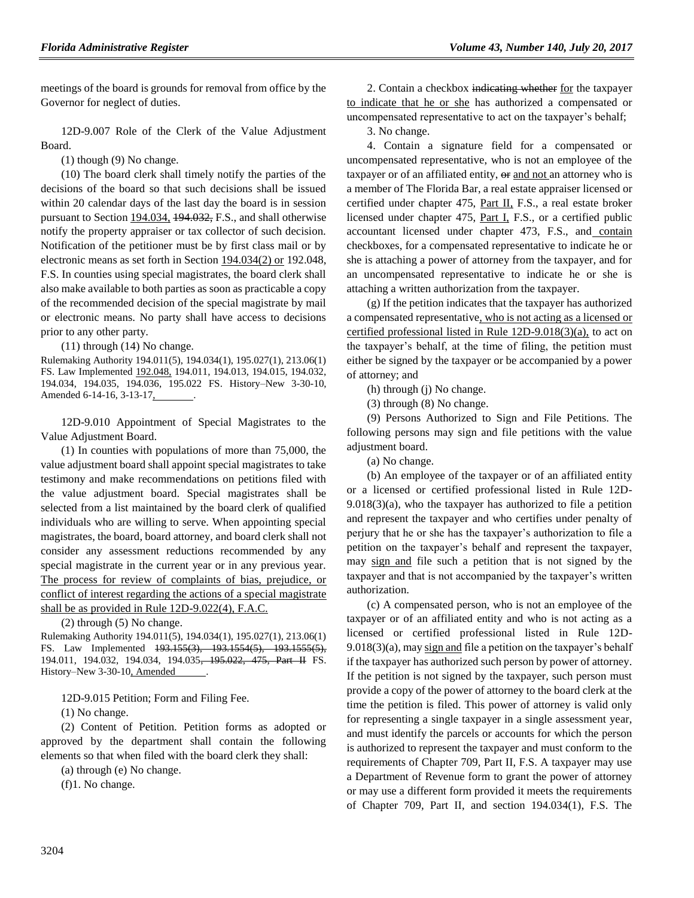meetings of the board is grounds for removal from office by the Governor for neglect of duties.

12D-9.007 Role of the Clerk of the Value Adjustment Board.

(1) though (9) No change.

(10) The board clerk shall timely notify the parties of the decisions of the board so that such decisions shall be issued within 20 calendar days of the last day the board is in session pursuant to Section 194.034, ~~194.032,~~ F.S., and shall otherwise notify the property appraiser or tax collector of such decision. Notification of the petitioner must be by first class mail or by electronic means as set forth in Section 194.034(2) or 192.048, F.S. In counties using special magistrates, the board clerk shall also make available to both parties as soon as practicable a copy of the recommended decision of the special magistrate by mail or electronic means. No party shall have access to decisions prior to any other party.

(11) through (14) No change.

Rulemaking Authority 194.011(5), 194.034(1), 195.027(1), 213.06(1) FS. Law Implemented 192.048, 194.011, 194.013, 194.015, 194.032, 194.034, 194.035, 194.036, 195.022 FS. History–New 3-30-10, Amended 6-14-16, 3-13-17, ________.

12D-9.010 Appointment of Special Magistrates to the Value Adjustment Board.

(1) In counties with populations of more than 75,000, the value adjustment board shall appoint special magistrates to take testimony and make recommendations on petitions filed with the value adjustment board. Special magistrates shall be selected from a list maintained by the board clerk of qualified individuals who are willing to serve. When appointing special magistrates, the board, board attorney, and board clerk shall not consider any assessment reductions recommended by any special magistrate in the current year or in any previous year. The process for review of complaints of bias, prejudice, or conflict of interest regarding the actions of a special magistrate shall be as provided in Rule 12D-9.022(4), F.A.C.

(2) through (5) No change.

Rulemaking Authority 194.011(5), 194.034(1), 195.027(1), 213.06(1) FS. Law Implemented ~~193.155(3), 193.1554(5), 193.1555(5),~~ 194.011, 194.032, 194.034, 194.035~~, 195.022, 475, Part II~~ FS. History–New 3-30-10, Amended ______.

12D-9.015 Petition; Form and Filing Fee.

(1) No change.

(2) Content of Petition. Petition forms as adopted or approved by the department shall contain the following elements so that when filed with the board clerk they shall:

(a) through (e) No change.

(f)1. No change.

2. Contain a checkbox ~~indicating whether~~ for the taxpayer to indicate that he or she has authorized a compensated or uncompensated representative to act on the taxpayer's behalf;

3. No change.

4. Contain a signature field for a compensated or uncompensated representative, who is not an employee of the taxpayer or of an affiliated entity, ~~or~~ and not an attorney who is a member of The Florida Bar, a real estate appraiser licensed or certified under chapter 475, Part II, F.S., a real estate broker licensed under chapter 475, Part I, F.S., or a certified public accountant licensed under chapter 473, F.S., and contain checkboxes, for a compensated representative to indicate he or she is attaching a power of attorney from the taxpayer, and for an uncompensated representative to indicate he or she is attaching a written authorization from the taxpayer.

(g) If the petition indicates that the taxpayer has authorized a compensated representative, who is not acting as a licensed or certified professional listed in Rule 12D-9.018(3)(a), to act on the taxpayer's behalf, at the time of filing, the petition must either be signed by the taxpayer or be accompanied by a power of attorney; and

(h) through (j) No change.

(3) through (8) No change.

(9) Persons Authorized to Sign and File Petitions. The following persons may sign and file petitions with the value adjustment board.

(a) No change.

(b) An employee of the taxpayer or of an affiliated entity or a licensed or certified professional listed in Rule 12D-9.018(3)(a), who the taxpayer has authorized to file a petition and represent the taxpayer and who certifies under penalty of perjury that he or she has the taxpayer's authorization to file a petition on the taxpayer's behalf and represent the taxpayer, may sign and file such a petition that is not signed by the taxpayer and that is not accompanied by the taxpayer's written authorization.

(c) A compensated person, who is not an employee of the taxpayer or of an affiliated entity and who is not acting as a licensed or certified professional listed in Rule 12D-9.018(3)(a), may sign and file a petition on the taxpayer's behalf if the taxpayer has authorized such person by power of attorney. If the petition is not signed by the taxpayer, such person must provide a copy of the power of attorney to the board clerk at the time the petition is filed. This power of attorney is valid only for representing a single taxpayer in a single assessment year, and must identify the parcels or accounts for which the person is authorized to represent the taxpayer and must conform to the requirements of Chapter 709, Part II, F.S. A taxpayer may use a Department of Revenue form to grant the power of attorney or may use a different form provided it meets the requirements of Chapter 709, Part II, and section 194.034(1), F.S. The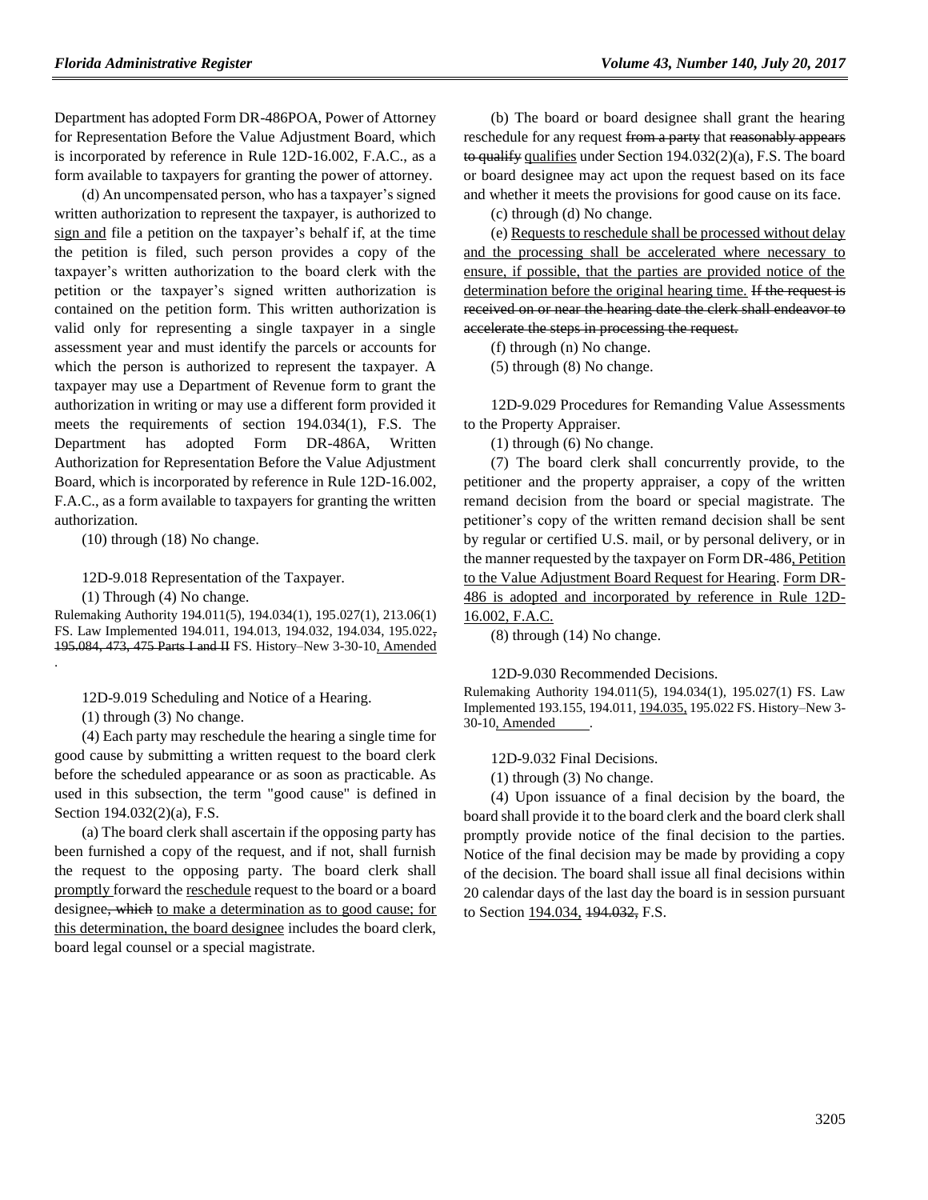Department has adopted Form DR-486POA, Power of Attorney for Representation Before the Value Adjustment Board, which is incorporated by reference in Rule 12D-16.002, F.A.C., as a form available to taxpayers for granting the power of attorney.

(d) An uncompensated person, who has a taxpayer's signed written authorization to represent the taxpayer, is authorized to sign and file a petition on the taxpayer's behalf if, at the time the petition is filed, such person provides a copy of the taxpayer's written authorization to the board clerk with the petition or the taxpayer's signed written authorization is contained on the petition form. This written authorization is valid only for representing a single taxpayer in a single assessment year and must identify the parcels or accounts for which the person is authorized to represent the taxpayer. A taxpayer may use a Department of Revenue form to grant the authorization in writing or may use a different form provided it meets the requirements of section 194.034(1), F.S. The Department has adopted Form DR-486A, Written Authorization for Representation Before the Value Adjustment Board, which is incorporated by reference in Rule 12D-16.002, F.A.C., as a form available to taxpayers for granting the written authorization.

(10) through (18) No change.

12D-9.018 Representation of the Taxpayer.

(1) Through (4) No change.

Rulemaking Authority 194.011(5), 194.034(1), 195.027(1), 213.06(1) FS. Law Implemented 194.011, 194.013, 194.032, 194.034, 195.022, 195.084, 473, 475 Parts I and II FS. History–New 3-30-10, Amended .

12D-9.019 Scheduling and Notice of a Hearing.

(1) through (3) No change.

(4) Each party may reschedule the hearing a single time for good cause by submitting a written request to the board clerk before the scheduled appearance or as soon as practicable. As used in this subsection, the term "good cause" is defined in Section 194.032(2)(a), F.S.

(a) The board clerk shall ascertain if the opposing party has been furnished a copy of the request, and if not, shall furnish the request to the opposing party. The board clerk shall promptly forward the reschedule request to the board or a board designee, which to make a determination as to good cause; for this determination, the board designee includes the board clerk, board legal counsel or a special magistrate.

(b) The board or board designee shall grant the hearing reschedule for any request from a party that reasonably appears to qualify qualifies under Section 194.032(2)(a), F.S. The board or board designee may act upon the request based on its face and whether it meets the provisions for good cause on its face.

(c) through (d) No change.

(e) Requests to reschedule shall be processed without delay and the processing shall be accelerated where necessary to ensure, if possible, that the parties are provided notice of the determination before the original hearing time. If the request is received on or near the hearing date the clerk shall endeavor to accelerate the steps in processing the request.

(f) through (n) No change.

(5) through (8) No change.

12D-9.029 Procedures for Remanding Value Assessments to the Property Appraiser.

(1) through (6) No change.

(7) The board clerk shall concurrently provide, to the petitioner and the property appraiser, a copy of the written remand decision from the board or special magistrate. The petitioner's copy of the written remand decision shall be sent by regular or certified U.S. mail, or by personal delivery, or in the manner requested by the taxpayer on Form DR-486, Petition to the Value Adjustment Board Request for Hearing. Form DR-486 is adopted and incorporated by reference in Rule 12D-16.002, F.A.C.

(8) through (14) No change.

12D-9.030 Recommended Decisions.

Rulemaking Authority 194.011(5), 194.034(1), 195.027(1) FS. Law Implemented 193.155, 194.011, 194.035, 195.022 FS. History–New 3-30-10, Amended .

12D-9.032 Final Decisions.

(1) through (3) No change.

(4) Upon issuance of a final decision by the board, the board shall provide it to the board clerk and the board clerk shall promptly provide notice of the final decision to the parties. Notice of the final decision may be made by providing a copy of the decision. The board shall issue all final decisions within 20 calendar days of the last day the board is in session pursuant to Section 194.034, 194.032, F.S.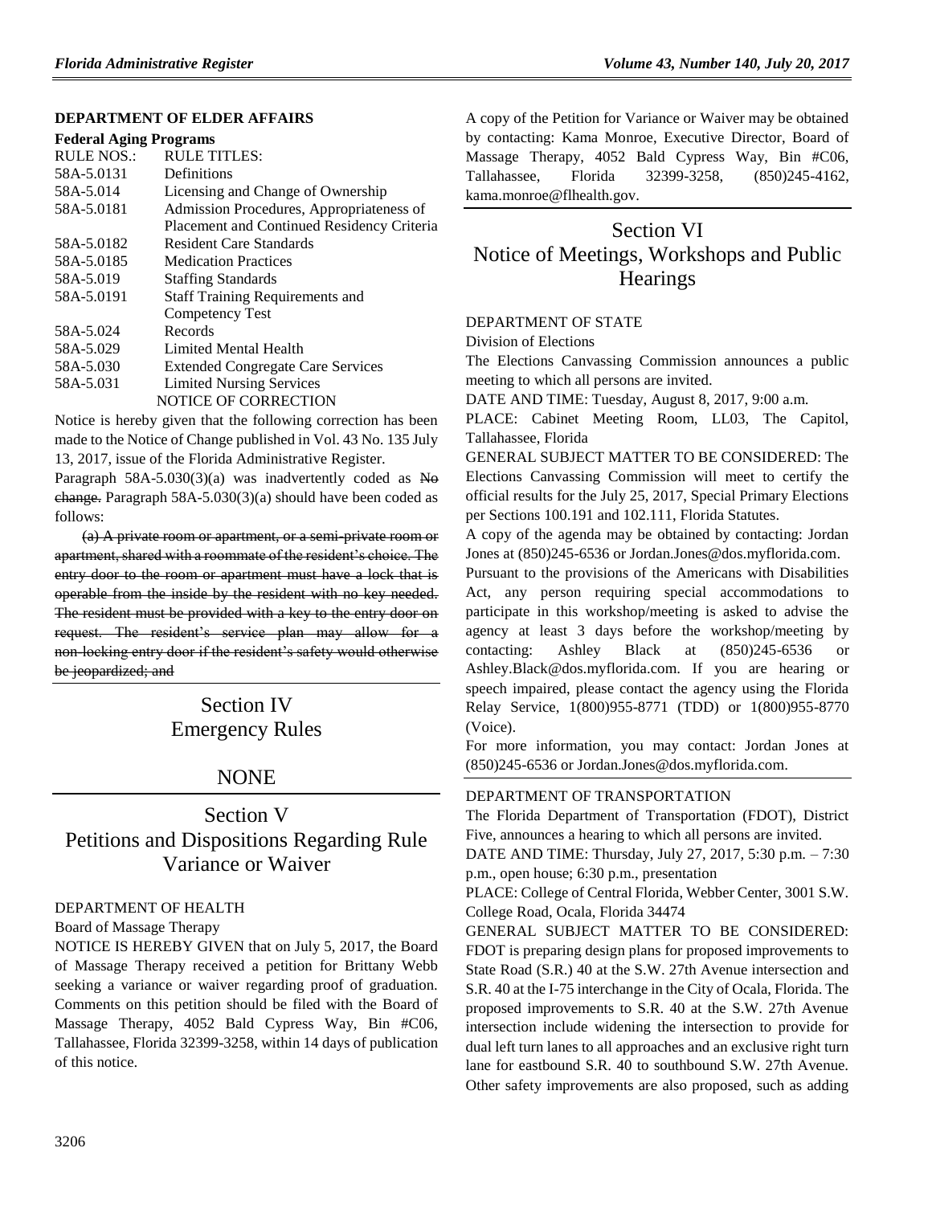### DEPARTMENT OF ELDER AFFAIRS

**Federal Aging Programs**

| RULE NOS.: | RULE TITLES: |
|---|---|
| 58A-5.0131 | Definitions |
| 58A-5.014 | Licensing and Change of Ownership |
| 58A-5.0181 | Admission Procedures, Appropriateness of Placement and Continued Residency Criteria |
| 58A-5.0182 | Resident Care Standards |
| 58A-5.0185 | Medication Practices |
| 58A-5.019 | Staffing Standards |
| 58A-5.0191 | Staff Training Requirements and Competency Test |
| 58A-5.024 | Records |
| 58A-5.029 | Limited Mental Health |
| 58A-5.030 | Extended Congregate Care Services |
| 58A-5.031 | Limited Nursing Services |

NOTICE OF CORRECTION

Notice is hereby given that the following correction has been made to the Notice of Change published in Vol. 43 No. 135 July 13, 2017, issue of the Florida Administrative Register.

Paragraph 58A-5.030(3)(a) was inadvertently coded as ~~No change.~~ Paragraph 58A-5.030(3)(a) should have been coded as follows:

~~(a) A private room or apartment, or a semi-private room or apartment, shared with a roommate of the resident's choice. The entry door to the room or apartment must have a lock that is operable from the inside by the resident with no key needed. The resident must be provided with a key to the entry door on request. The resident's service plan may allow for a non-locking entry door if the resident's safety would otherwise be jeopardized; and~~

# Section IV Emergency Rules

# NONE

# Section V Petitions and Dispositions Regarding Rule Variance or Waiver

DEPARTMENT OF HEALTH

Board of Massage Therapy

NOTICE IS HEREBY GIVEN that on July 5, 2017, the Board of Massage Therapy received a petition for Brittany Webb seeking a variance or waiver regarding proof of graduation. Comments on this petition should be filed with the Board of Massage Therapy, 4052 Bald Cypress Way, Bin #C06, Tallahassee, Florida 32399-3258, within 14 days of publication of this notice.

A copy of the Petition for Variance or Waiver may be obtained by contacting: Kama Monroe, Executive Director, Board of Massage Therapy, 4052 Bald Cypress Way, Bin #C06, Tallahassee, Florida 32399-3258, (850)245-4162, kama.monroe@flhealth.gov.

# Section VI Notice of Meetings, Workshops and Public Hearings

DEPARTMENT OF STATE

Division of Elections

The Elections Canvassing Commission announces a public meeting to which all persons are invited.

DATE AND TIME: Tuesday, August 8, 2017, 9:00 a.m.

PLACE: Cabinet Meeting Room, LL03, The Capitol, Tallahassee, Florida

GENERAL SUBJECT MATTER TO BE CONSIDERED: The Elections Canvassing Commission will meet to certify the official results for the July 25, 2017, Special Primary Elections per Sections 100.191 and 102.111, Florida Statutes.

A copy of the agenda may be obtained by contacting: Jordan Jones at (850)245-6536 or Jordan.Jones@dos.myflorida.com.

Pursuant to the provisions of the Americans with Disabilities Act, any person requiring special accommodations to participate in this workshop/meeting is asked to advise the agency at least 3 days before the workshop/meeting by contacting: Ashley Black at (850)245-6536 or Ashley.Black@dos.myflorida.com. If you are hearing or speech impaired, please contact the agency using the Florida Relay Service, 1(800)955-8771 (TDD) or 1(800)955-8770 (Voice).

For more information, you may contact: Jordan Jones at (850)245-6536 or Jordan.Jones@dos.myflorida.com.

DEPARTMENT OF TRANSPORTATION

The Florida Department of Transportation (FDOT), District Five, announces a hearing to which all persons are invited.

DATE AND TIME: Thursday, July 27, 2017, 5:30 p.m. – 7:30 p.m., open house; 6:30 p.m., presentation

PLACE: College of Central Florida, Webber Center, 3001 S.W. College Road, Ocala, Florida 34474

GENERAL SUBJECT MATTER TO BE CONSIDERED: FDOT is preparing design plans for proposed improvements to State Road (S.R.) 40 at the S.W. 27th Avenue intersection and S.R. 40 at the I-75 interchange in the City of Ocala, Florida. The proposed improvements to S.R. 40 at the S.W. 27th Avenue intersection include widening the intersection to provide for dual left turn lanes to all approaches and an exclusive right turn lane for eastbound S.R. 40 to southbound S.W. 27th Avenue. Other safety improvements are also proposed, such as adding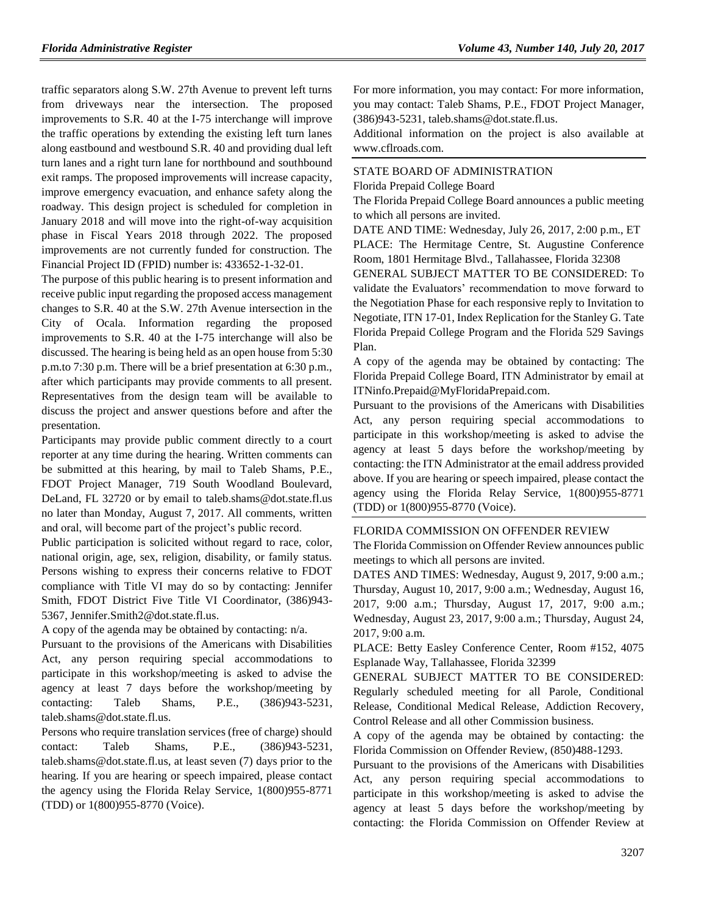traffic separators along S.W. 27th Avenue to prevent left turns from driveways near the intersection. The proposed improvements to S.R. 40 at the I-75 interchange will improve the traffic operations by extending the existing left turn lanes along eastbound and westbound S.R. 40 and providing dual left turn lanes and a right turn lane for northbound and southbound exit ramps. The proposed improvements will increase capacity, improve emergency evacuation, and enhance safety along the roadway. This design project is scheduled for completion in January 2018 and will move into the right-of-way acquisition phase in Fiscal Years 2018 through 2022. The proposed improvements are not currently funded for construction. The Financial Project ID (FPID) number is: 433652-1-32-01.

The purpose of this public hearing is to present information and receive public input regarding the proposed access management changes to S.R. 40 at the S.W. 27th Avenue intersection in the City of Ocala. Information regarding the proposed improvements to S.R. 40 at the I-75 interchange will also be discussed. The hearing is being held as an open house from 5:30 p.m.to 7:30 p.m. There will be a brief presentation at 6:30 p.m., after which participants may provide comments to all present. Representatives from the design team will be available to discuss the project and answer questions before and after the presentation.

Participants may provide public comment directly to a court reporter at any time during the hearing. Written comments can be submitted at this hearing, by mail to Taleb Shams, P.E., FDOT Project Manager, 719 South Woodland Boulevard, DeLand, FL 32720 or by email to taleb.shams@dot.state.fl.us no later than Monday, August 7, 2017. All comments, written and oral, will become part of the project's public record.

Public participation is solicited without regard to race, color, national origin, age, sex, religion, disability, or family status. Persons wishing to express their concerns relative to FDOT compliance with Title VI may do so by contacting: Jennifer Smith, FDOT District Five Title VI Coordinator, (386)943-5367, Jennifer.Smith2@dot.state.fl.us.

A copy of the agenda may be obtained by contacting: n/a.

Pursuant to the provisions of the Americans with Disabilities Act, any person requiring special accommodations to participate in this workshop/meeting is asked to advise the agency at least 7 days before the workshop/meeting by contacting: Taleb Shams, P.E., (386)943-5231, taleb.shams@dot.state.fl.us.

Persons who require translation services (free of charge) should contact: Taleb Shams, P.E., (386)943-5231, taleb.shams@dot.state.fl.us, at least seven (7) days prior to the hearing. If you are hearing or speech impaired, please contact the agency using the Florida Relay Service, 1(800)955-8771 (TDD) or 1(800)955-8770 (Voice).

For more information, you may contact: For more information, you may contact: Taleb Shams, P.E., FDOT Project Manager, (386)943-5231, taleb.shams@dot.state.fl.us.

Additional information on the project is also available at www.cflroads.com.

## STATE BOARD OF ADMINISTRATION

Florida Prepaid College Board

The Florida Prepaid College Board announces a public meeting to which all persons are invited.

DATE AND TIME: Wednesday, July 26, 2017, 2:00 p.m., ET

PLACE: The Hermitage Centre, St. Augustine Conference Room, 1801 Hermitage Blvd., Tallahassee, Florida 32308

GENERAL SUBJECT MATTER TO BE CONSIDERED: To validate the Evaluators' recommendation to move forward to the Negotiation Phase for each responsive reply to Invitation to Negotiate, ITN 17-01, Index Replication for the Stanley G. Tate Florida Prepaid College Program and the Florida 529 Savings Plan.

A copy of the agenda may be obtained by contacting: The Florida Prepaid College Board, ITN Administrator by email at ITNinfo.Prepaid@MyFloridaPrepaid.com.

Pursuant to the provisions of the Americans with Disabilities Act, any person requiring special accommodations to participate in this workshop/meeting is asked to advise the agency at least 5 days before the workshop/meeting by contacting: the ITN Administrator at the email address provided above. If you are hearing or speech impaired, please contact the agency using the Florida Relay Service, 1(800)955-8771 (TDD) or 1(800)955-8770 (Voice).

## FLORIDA COMMISSION ON OFFENDER REVIEW

The Florida Commission on Offender Review announces public meetings to which all persons are invited.

DATES AND TIMES: Wednesday, August 9, 2017, 9:00 a.m.; Thursday, August 10, 2017, 9:00 a.m.; Wednesday, August 16, 2017, 9:00 a.m.; Thursday, August 17, 2017, 9:00 a.m.; Wednesday, August 23, 2017, 9:00 a.m.; Thursday, August 24, 2017, 9:00 a.m.

PLACE: Betty Easley Conference Center, Room #152, 4075 Esplanade Way, Tallahassee, Florida 32399

GENERAL SUBJECT MATTER TO BE CONSIDERED: Regularly scheduled meeting for all Parole, Conditional Release, Conditional Medical Release, Addiction Recovery, Control Release and all other Commission business.

A copy of the agenda may be obtained by contacting: the Florida Commission on Offender Review, (850)488-1293.

Pursuant to the provisions of the Americans with Disabilities Act, any person requiring special accommodations to participate in this workshop/meeting is asked to advise the agency at least 5 days before the workshop/meeting by contacting: the Florida Commission on Offender Review at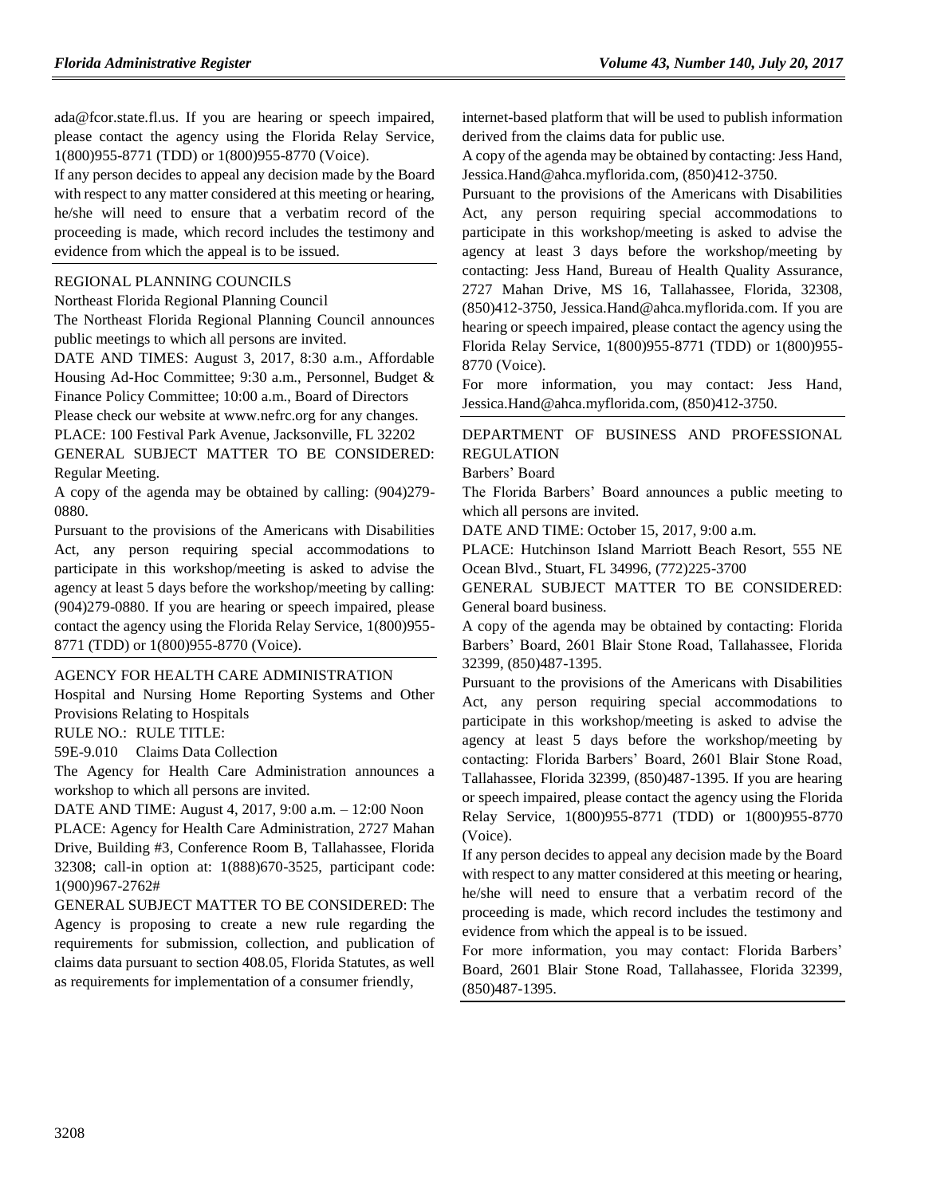ada@fcor.state.fl.us. If you are hearing or speech impaired, please contact the agency using the Florida Relay Service, 1(800)955-8771 (TDD) or 1(800)955-8770 (Voice).

If any person decides to appeal any decision made by the Board with respect to any matter considered at this meeting or hearing, he/she will need to ensure that a verbatim record of the proceeding is made, which record includes the testimony and evidence from which the appeal is to be issued.

REGIONAL PLANNING COUNCILS

Northeast Florida Regional Planning Council

The Northeast Florida Regional Planning Council announces public meetings to which all persons are invited.

DATE AND TIMES: August 3, 2017, 8:30 a.m., Affordable Housing Ad-Hoc Committee; 9:30 a.m., Personnel, Budget & Finance Policy Committee; 10:00 a.m., Board of Directors

Please check our website at www.nefrc.org for any changes.

PLACE: 100 Festival Park Avenue, Jacksonville, FL 32202

GENERAL SUBJECT MATTER TO BE CONSIDERED: Regular Meeting.

A copy of the agenda may be obtained by calling: (904)279-0880.

Pursuant to the provisions of the Americans with Disabilities Act, any person requiring special accommodations to participate in this workshop/meeting is asked to advise the agency at least 5 days before the workshop/meeting by calling: (904)279-0880. If you are hearing or speech impaired, please contact the agency using the Florida Relay Service, 1(800)955-8771 (TDD) or 1(800)955-8770 (Voice).

AGENCY FOR HEALTH CARE ADMINISTRATION

Hospital and Nursing Home Reporting Systems and Other Provisions Relating to Hospitals

RULE NO.: RULE TITLE:

59E-9.010 Claims Data Collection

The Agency for Health Care Administration announces a workshop to which all persons are invited.

DATE AND TIME: August 4, 2017, 9:00 a.m. – 12:00 Noon

PLACE: Agency for Health Care Administration, 2727 Mahan Drive, Building #3, Conference Room B, Tallahassee, Florida 32308; call-in option at: 1(888)670-3525, participant code: 1(900)967-2762#

GENERAL SUBJECT MATTER TO BE CONSIDERED: The Agency is proposing to create a new rule regarding the requirements for submission, collection, and publication of claims data pursuant to section 408.05, Florida Statutes, as well as requirements for implementation of a consumer friendly, internet-based platform that will be used to publish information derived from the claims data for public use.

A copy of the agenda may be obtained by contacting: Jess Hand, Jessica.Hand@ahca.myflorida.com, (850)412-3750.

Pursuant to the provisions of the Americans with Disabilities Act, any person requiring special accommodations to participate in this workshop/meeting is asked to advise the agency at least 3 days before the workshop/meeting by contacting: Jess Hand, Bureau of Health Quality Assurance, 2727 Mahan Drive, MS 16, Tallahassee, Florida, 32308, (850)412-3750, Jessica.Hand@ahca.myflorida.com. If you are hearing or speech impaired, please contact the agency using the Florida Relay Service, 1(800)955-8771 (TDD) or 1(800)955-8770 (Voice).

For more information, you may contact: Jess Hand, Jessica.Hand@ahca.myflorida.com, (850)412-3750.

DEPARTMENT OF BUSINESS AND PROFESSIONAL REGULATION

Barbers' Board

The Florida Barbers' Board announces a public meeting to which all persons are invited.

DATE AND TIME: October 15, 2017, 9:00 a.m.

PLACE: Hutchinson Island Marriott Beach Resort, 555 NE Ocean Blvd., Stuart, FL 34996, (772)225-3700

GENERAL SUBJECT MATTER TO BE CONSIDERED: General board business.

A copy of the agenda may be obtained by contacting: Florida Barbers' Board, 2601 Blair Stone Road, Tallahassee, Florida 32399, (850)487-1395.

Pursuant to the provisions of the Americans with Disabilities Act, any person requiring special accommodations to participate in this workshop/meeting is asked to advise the agency at least 5 days before the workshop/meeting by contacting: Florida Barbers' Board, 2601 Blair Stone Road, Tallahassee, Florida 32399, (850)487-1395. If you are hearing or speech impaired, please contact the agency using the Florida Relay Service, 1(800)955-8771 (TDD) or 1(800)955-8770 (Voice).

If any person decides to appeal any decision made by the Board with respect to any matter considered at this meeting or hearing, he/she will need to ensure that a verbatim record of the proceeding is made, which record includes the testimony and evidence from which the appeal is to be issued.

For more information, you may contact: Florida Barbers' Board, 2601 Blair Stone Road, Tallahassee, Florida 32399, (850)487-1395.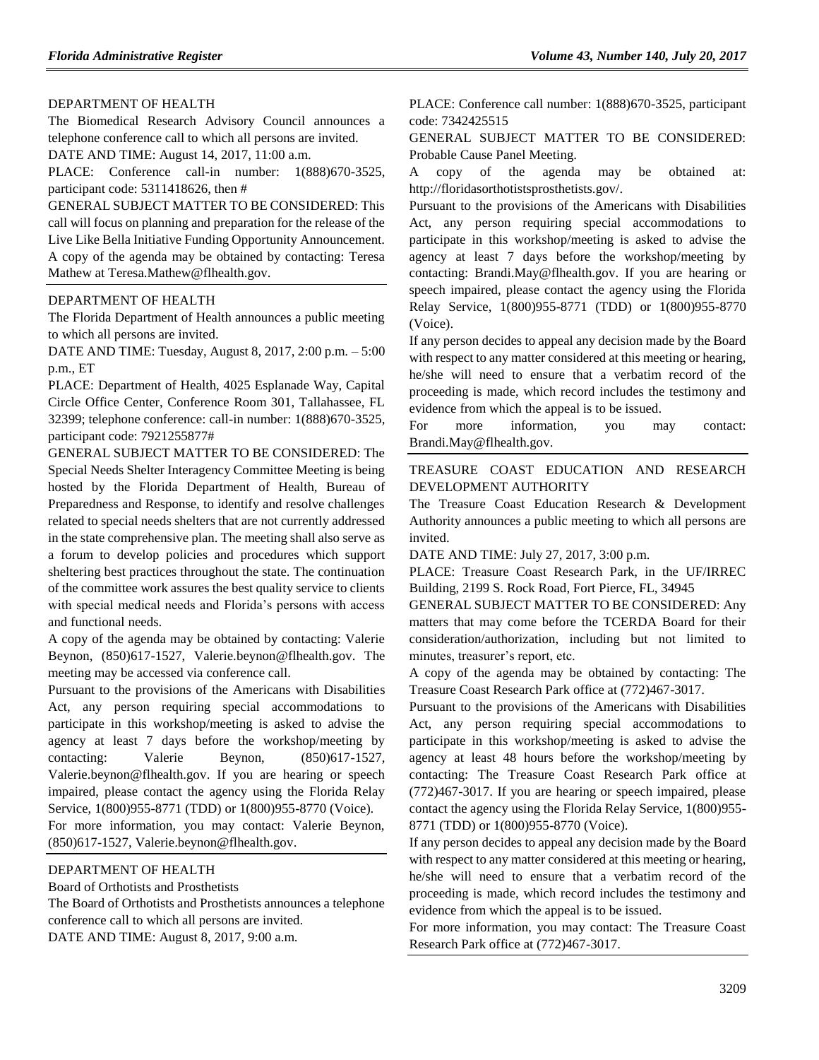DEPARTMENT OF HEALTH

The Biomedical Research Advisory Council announces a telephone conference call to which all persons are invited.

DATE AND TIME: August 14, 2017, 11:00 a.m.

PLACE: Conference call-in number: 1(888)670-3525, participant code: 5311418626, then #

GENERAL SUBJECT MATTER TO BE CONSIDERED: This call will focus on planning and preparation for the release of the Live Like Bella Initiative Funding Opportunity Announcement.

A copy of the agenda may be obtained by contacting: Teresa Mathew at Teresa.Mathew@flhealth.gov.

---

DEPARTMENT OF HEALTH

The Florida Department of Health announces a public meeting to which all persons are invited.

DATE AND TIME: Tuesday, August 8, 2017, 2:00 p.m. – 5:00 p.m., ET

PLACE: Department of Health, 4025 Esplanade Way, Capital Circle Office Center, Conference Room 301, Tallahassee, FL 32399; telephone conference: call-in number: 1(888)670-3525, participant code: 7921255877#

GENERAL SUBJECT MATTER TO BE CONSIDERED: The Special Needs Shelter Interagency Committee Meeting is being hosted by the Florida Department of Health, Bureau of Preparedness and Response, to identify and resolve challenges related to special needs shelters that are not currently addressed in the state comprehensive plan. The meeting shall also serve as a forum to develop policies and procedures which support sheltering best practices throughout the state. The continuation of the committee work assures the best quality service to clients with special medical needs and Florida's persons with access and functional needs.

A copy of the agenda may be obtained by contacting: Valerie Beynon, (850)617-1527, Valerie.beynon@flhealth.gov. The meeting may be accessed via conference call.

Pursuant to the provisions of the Americans with Disabilities Act, any person requiring special accommodations to participate in this workshop/meeting is asked to advise the agency at least 7 days before the workshop/meeting by contacting: Valerie Beynon, (850)617-1527, Valerie.beynon@flhealth.gov. If you are hearing or speech impaired, please contact the agency using the Florida Relay Service, 1(800)955-8771 (TDD) or 1(800)955-8770 (Voice).

For more information, you may contact: Valerie Beynon, (850)617-1527, Valerie.beynon@flhealth.gov.

---

DEPARTMENT OF HEALTH

Board of Orthotists and Prosthetists

The Board of Orthotists and Prosthetists announces a telephone conference call to which all persons are invited.

DATE AND TIME: August 8, 2017, 9:00 a.m.

PLACE: Conference call number: 1(888)670-3525, participant code: 7342425515

GENERAL SUBJECT MATTER TO BE CONSIDERED: Probable Cause Panel Meeting.

A copy of the agenda may be obtained at: http://floridasorthotistsprosthetists.gov/.

Pursuant to the provisions of the Americans with Disabilities Act, any person requiring special accommodations to participate in this workshop/meeting is asked to advise the agency at least 7 days before the workshop/meeting by contacting: Brandi.May@flhealth.gov. If you are hearing or speech impaired, please contact the agency using the Florida Relay Service, 1(800)955-8771 (TDD) or 1(800)955-8770 (Voice).

If any person decides to appeal any decision made by the Board with respect to any matter considered at this meeting or hearing, he/she will need to ensure that a verbatim record of the proceeding is made, which record includes the testimony and evidence from which the appeal is to be issued.

For more information, you may contact: Brandi.May@flhealth.gov.

---

TREASURE COAST EDUCATION AND RESEARCH DEVELOPMENT AUTHORITY

The Treasure Coast Education Research & Development Authority announces a public meeting to which all persons are invited.

DATE AND TIME: July 27, 2017, 3:00 p.m.

PLACE: Treasure Coast Research Park, in the UF/IRREC Building, 2199 S. Rock Road, Fort Pierce, FL, 34945

GENERAL SUBJECT MATTER TO BE CONSIDERED: Any matters that may come before the TCERDA Board for their consideration/authorization, including but not limited to minutes, treasurer's report, etc.

A copy of the agenda may be obtained by contacting: The Treasure Coast Research Park office at (772)467-3017.

Pursuant to the provisions of the Americans with Disabilities Act, any person requiring special accommodations to participate in this workshop/meeting is asked to advise the agency at least 48 hours before the workshop/meeting by contacting: The Treasure Coast Research Park office at (772)467-3017. If you are hearing or speech impaired, please contact the agency using the Florida Relay Service, 1(800)955-8771 (TDD) or 1(800)955-8770 (Voice).

If any person decides to appeal any decision made by the Board with respect to any matter considered at this meeting or hearing, he/she will need to ensure that a verbatim record of the proceeding is made, which record includes the testimony and evidence from which the appeal is to be issued.

For more information, you may contact: The Treasure Coast Research Park office at (772)467-3017.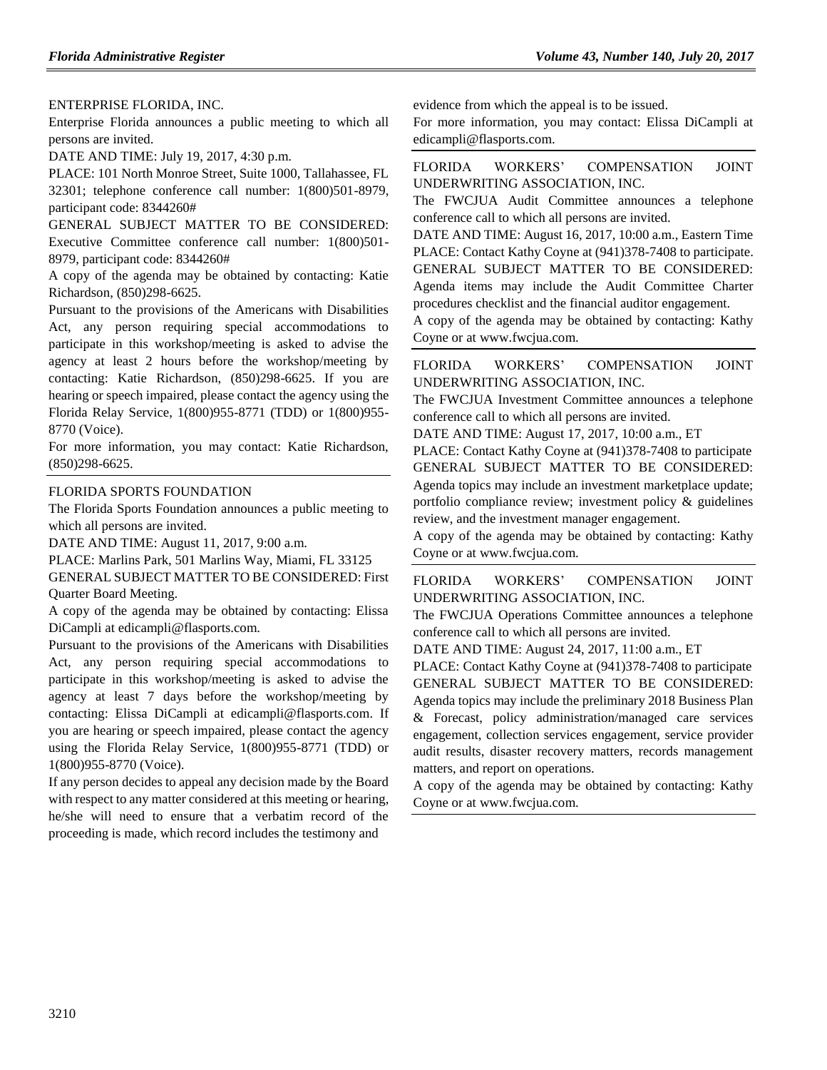ENTERPRISE FLORIDA, INC.

Enterprise Florida announces a public meeting to which all persons are invited.

DATE AND TIME: July 19, 2017, 4:30 p.m.

PLACE: 101 North Monroe Street, Suite 1000, Tallahassee, FL 32301; telephone conference call number: 1(800)501-8979, participant code: 8344260#

GENERAL SUBJECT MATTER TO BE CONSIDERED: Executive Committee conference call number: 1(800)501-8979, participant code: 8344260#

A copy of the agenda may be obtained by contacting: Katie Richardson, (850)298-6625.

Pursuant to the provisions of the Americans with Disabilities Act, any person requiring special accommodations to participate in this workshop/meeting is asked to advise the agency at least 2 hours before the workshop/meeting by contacting: Katie Richardson, (850)298-6625. If you are hearing or speech impaired, please contact the agency using the Florida Relay Service, 1(800)955-8771 (TDD) or 1(800)955-8770 (Voice).

For more information, you may contact: Katie Richardson, (850)298-6625.

FLORIDA SPORTS FOUNDATION

The Florida Sports Foundation announces a public meeting to which all persons are invited.

DATE AND TIME: August 11, 2017, 9:00 a.m.

PLACE: Marlins Park, 501 Marlins Way, Miami, FL 33125

GENERAL SUBJECT MATTER TO BE CONSIDERED: First Quarter Board Meeting.

A copy of the agenda may be obtained by contacting: Elissa DiCampli at edicampli@flasports.com.

Pursuant to the provisions of the Americans with Disabilities Act, any person requiring special accommodations to participate in this workshop/meeting is asked to advise the agency at least 7 days before the workshop/meeting by contacting: Elissa DiCampli at edicampli@flasports.com. If you are hearing or speech impaired, please contact the agency using the Florida Relay Service, 1(800)955-8771 (TDD) or 1(800)955-8770 (Voice).

If any person decides to appeal any decision made by the Board with respect to any matter considered at this meeting or hearing, he/she will need to ensure that a verbatim record of the proceeding is made, which record includes the testimony and evidence from which the appeal is to be issued.

For more information, you may contact: Elissa DiCampli at edicampli@flasports.com.

FLORIDA WORKERS' COMPENSATION JOINT UNDERWRITING ASSOCIATION, INC.

The FWCJUA Audit Committee announces a telephone conference call to which all persons are invited.

DATE AND TIME: August 16, 2017, 10:00 a.m., Eastern Time

PLACE: Contact Kathy Coyne at (941)378-7408 to participate.

GENERAL SUBJECT MATTER TO BE CONSIDERED: Agenda items may include the Audit Committee Charter procedures checklist and the financial auditor engagement.

A copy of the agenda may be obtained by contacting: Kathy Coyne or at www.fwcjua.com.

FLORIDA WORKERS' COMPENSATION JOINT UNDERWRITING ASSOCIATION, INC.

The FWCJUA Investment Committee announces a telephone conference call to which all persons are invited.

DATE AND TIME: August 17, 2017, 10:00 a.m., ET

PLACE: Contact Kathy Coyne at (941)378-7408 to participate

GENERAL SUBJECT MATTER TO BE CONSIDERED: Agenda topics may include an investment marketplace update; portfolio compliance review; investment policy & guidelines review, and the investment manager engagement.

A copy of the agenda may be obtained by contacting: Kathy Coyne or at www.fwcjua.com.

FLORIDA WORKERS' COMPENSATION JOINT UNDERWRITING ASSOCIATION, INC.

The FWCJUA Operations Committee announces a telephone conference call to which all persons are invited.

DATE AND TIME: August 24, 2017, 11:00 a.m., ET

PLACE: Contact Kathy Coyne at (941)378-7408 to participate

GENERAL SUBJECT MATTER TO BE CONSIDERED: Agenda topics may include the preliminary 2018 Business Plan & Forecast, policy administration/managed care services engagement, collection services engagement, service provider audit results, disaster recovery matters, records management matters, and report on operations.

A copy of the agenda may be obtained by contacting: Kathy Coyne or at www.fwcjua.com.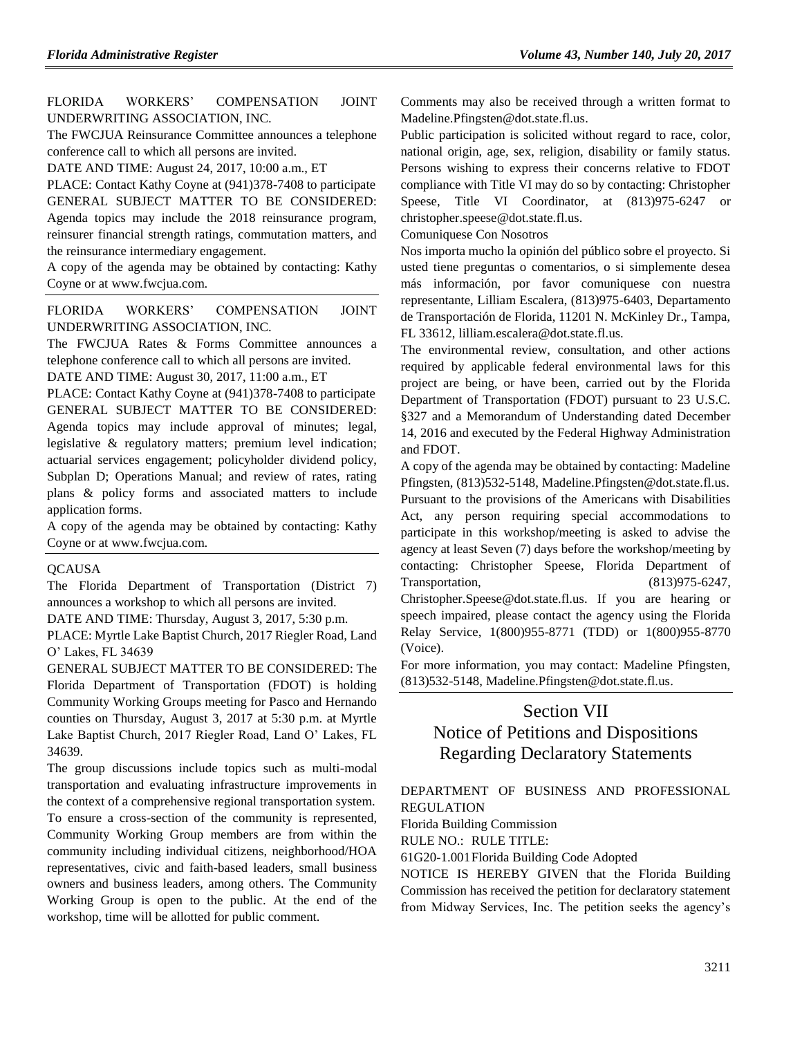FLORIDA WORKERS' COMPENSATION JOINT UNDERWRITING ASSOCIATION, INC.

The FWCJUA Reinsurance Committee announces a telephone conference call to which all persons are invited.

DATE AND TIME: August 24, 2017, 10:00 a.m., ET

PLACE: Contact Kathy Coyne at (941)378-7408 to participate

GENERAL SUBJECT MATTER TO BE CONSIDERED: Agenda topics may include the 2018 reinsurance program, reinsurer financial strength ratings, commutation matters, and the reinsurance intermediary engagement.

A copy of the agenda may be obtained by contacting: Kathy Coyne or at www.fwcjua.com.

---

FLORIDA WORKERS' COMPENSATION JOINT UNDERWRITING ASSOCIATION, INC.

The FWCJUA Rates & Forms Committee announces a telephone conference call to which all persons are invited.

DATE AND TIME: August 30, 2017, 11:00 a.m., ET

PLACE: Contact Kathy Coyne at (941)378-7408 to participate

GENERAL SUBJECT MATTER TO BE CONSIDERED: Agenda topics may include approval of minutes; legal, legislative & regulatory matters; premium level indication; actuarial services engagement; policyholder dividend policy, Subplan D; Operations Manual; and review of rates, rating plans & policy forms and associated matters to include application forms.

A copy of the agenda may be obtained by contacting: Kathy Coyne or at www.fwcjua.com.

---

QCAUSA

The Florida Department of Transportation (District 7) announces a workshop to which all persons are invited.

DATE AND TIME: Thursday, August 3, 2017, 5:30 p.m.

PLACE: Myrtle Lake Baptist Church, 2017 Riegler Road, Land O' Lakes, FL 34639

GENERAL SUBJECT MATTER TO BE CONSIDERED: The Florida Department of Transportation (FDOT) is holding Community Working Groups meeting for Pasco and Hernando counties on Thursday, August 3, 2017 at 5:30 p.m. at Myrtle Lake Baptist Church, 2017 Riegler Road, Land O' Lakes, FL 34639.

The group discussions include topics such as multi-modal transportation and evaluating infrastructure improvements in the context of a comprehensive regional transportation system.

To ensure a cross-section of the community is represented, Community Working Group members are from within the community including individual citizens, neighborhood/HOA representatives, civic and faith-based leaders, small business owners and business leaders, among others. The Community Working Group is open to the public. At the end of the workshop, time will be allotted for public comment.

Comments may also be received through a written format to Madeline.Pfingsten@dot.state.fl.us.

Public participation is solicited without regard to race, color, national origin, age, sex, religion, disability or family status. Persons wishing to express their concerns relative to FDOT compliance with Title VI may do so by contacting: Christopher Speese, Title VI Coordinator, at (813)975-6247 or christopher.speese@dot.state.fl.us.

Comuniquese Con Nosotros

Nos importa mucho la opinión del público sobre el proyecto. Si usted tiene preguntas o comentarios, o si simplemente desea más información, por favor comuniquese con nuestra representante, Lilliam Escalera, (813)975-6403, Departamento de Transportación de Florida, 11201 N. McKinley Dr., Tampa, FL 33612, lilliam.escalera@dot.state.fl.us.

The environmental review, consultation, and other actions required by applicable federal environmental laws for this project are being, or have been, carried out by the Florida Department of Transportation (FDOT) pursuant to 23 U.S.C. §327 and a Memorandum of Understanding dated December 14, 2016 and executed by the Federal Highway Administration and FDOT.

A copy of the agenda may be obtained by contacting: Madeline Pfingsten, (813)532-5148, Madeline.Pfingsten@dot.state.fl.us.

Pursuant to the provisions of the Americans with Disabilities Act, any person requiring special accommodations to participate in this workshop/meeting is asked to advise the agency at least Seven (7) days before the workshop/meeting by contacting: Christopher Speese, Florida Department of Transportation, (813)975-6247, Christopher.Speese@dot.state.fl.us. If you are hearing or speech impaired, please contact the agency using the Florida Relay Service, 1(800)955-8771 (TDD) or 1(800)955-8770 (Voice).

For more information, you may contact: Madeline Pfingsten, (813)532-5148, Madeline.Pfingsten@dot.state.fl.us.

---

# Section VII
# Notice of Petitions and Dispositions Regarding Declaratory Statements

DEPARTMENT OF BUSINESS AND PROFESSIONAL REGULATION

Florida Building Commission

RULE NO.: RULE TITLE:

61G20-1.001 Florida Building Code Adopted

NOTICE IS HEREBY GIVEN that the Florida Building Commission has received the petition for declaratory statement from Midway Services, Inc. The petition seeks the agency's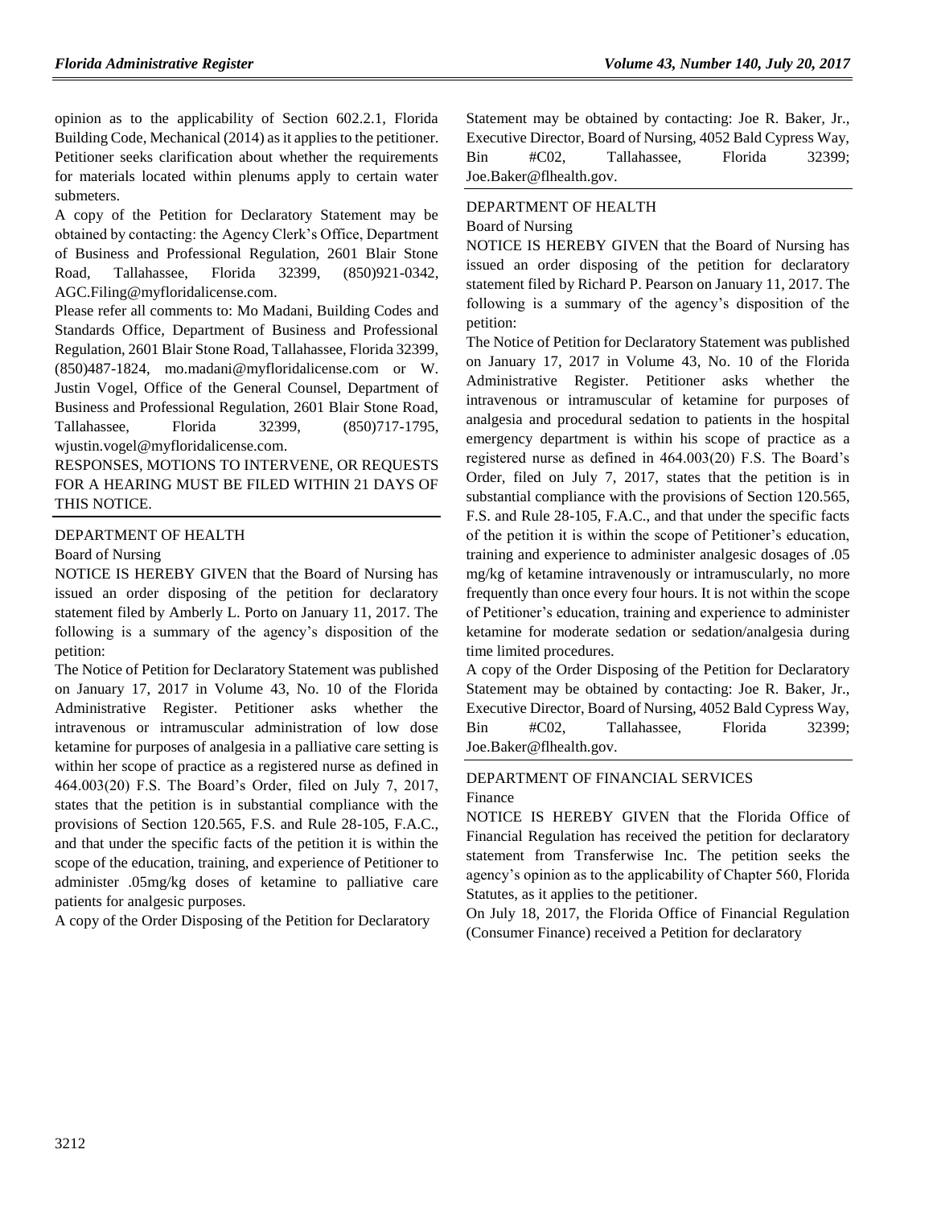opinion as to the applicability of Section 602.2.1, Florida Building Code, Mechanical (2014) as it applies to the petitioner. Petitioner seeks clarification about whether the requirements for materials located within plenums apply to certain water submeters.

A copy of the Petition for Declaratory Statement may be obtained by contacting: the Agency Clerk's Office, Department of Business and Professional Regulation, 2601 Blair Stone Road, Tallahassee, Florida 32399, (850)921-0342, AGC.Filing@myfloridalicense.com.

Please refer all comments to: Mo Madani, Building Codes and Standards Office, Department of Business and Professional Regulation, 2601 Blair Stone Road, Tallahassee, Florida 32399, (850)487-1824, mo.madani@myfloridalicense.com or W. Justin Vogel, Office of the General Counsel, Department of Business and Professional Regulation, 2601 Blair Stone Road, Tallahassee, Florida 32399, (850)717-1795, wjustin.vogel@myfloridalicense.com.

RESPONSES, MOTIONS TO INTERVENE, OR REQUESTS FOR A HEARING MUST BE FILED WITHIN 21 DAYS OF THIS NOTICE.

DEPARTMENT OF HEALTH

Board of Nursing

NOTICE IS HEREBY GIVEN that the Board of Nursing has issued an order disposing of the petition for declaratory statement filed by Amberly L. Porto on January 11, 2017. The following is a summary of the agency's disposition of the petition:

The Notice of Petition for Declaratory Statement was published on January 17, 2017 in Volume 43, No. 10 of the Florida Administrative Register. Petitioner asks whether the intravenous or intramuscular administration of low dose ketamine for purposes of analgesia in a palliative care setting is within her scope of practice as a registered nurse as defined in 464.003(20) F.S. The Board's Order, filed on July 7, 2017, states that the petition is in substantial compliance with the provisions of Section 120.565, F.S. and Rule 28-105, F.A.C., and that under the specific facts of the petition it is within the scope of the education, training, and experience of Petitioner to administer .05mg/kg doses of ketamine to palliative care patients for analgesic purposes.

A copy of the Order Disposing of the Petition for Declaratory Statement may be obtained by contacting: Joe R. Baker, Jr., Executive Director, Board of Nursing, 4052 Bald Cypress Way, Bin #C02, Tallahassee, Florida 32399; Joe.Baker@flhealth.gov.

DEPARTMENT OF HEALTH

Board of Nursing

NOTICE IS HEREBY GIVEN that the Board of Nursing has issued an order disposing of the petition for declaratory statement filed by Richard P. Pearson on January 11, 2017. The following is a summary of the agency's disposition of the petition:

The Notice of Petition for Declaratory Statement was published on January 17, 2017 in Volume 43, No. 10 of the Florida Administrative Register. Petitioner asks whether the intravenous or intramuscular of ketamine for purposes of analgesia and procedural sedation to patients in the hospital emergency department is within his scope of practice as a registered nurse as defined in 464.003(20) F.S. The Board's Order, filed on July 7, 2017, states that the petition is in substantial compliance with the provisions of Section 120.565, F.S. and Rule 28-105, F.A.C., and that under the specific facts of the petition it is within the scope of Petitioner's education, training and experience to administer analgesic dosages of .05 mg/kg of ketamine intravenously or intramuscularly, no more frequently than once every four hours. It is not within the scope of Petitioner's education, training and experience to administer ketamine for moderate sedation or sedation/analgesia during time limited procedures.

A copy of the Order Disposing of the Petition for Declaratory Statement may be obtained by contacting: Joe R. Baker, Jr., Executive Director, Board of Nursing, 4052 Bald Cypress Way, Bin #C02, Tallahassee, Florida 32399; Joe.Baker@flhealth.gov.

DEPARTMENT OF FINANCIAL SERVICES

Finance

NOTICE IS HEREBY GIVEN that the Florida Office of Financial Regulation has received the petition for declaratory statement from Transferwise Inc. The petition seeks the agency's opinion as to the applicability of Chapter 560, Florida Statutes, as it applies to the petitioner.

On July 18, 2017, the Florida Office of Financial Regulation (Consumer Finance) received a Petition for declaratory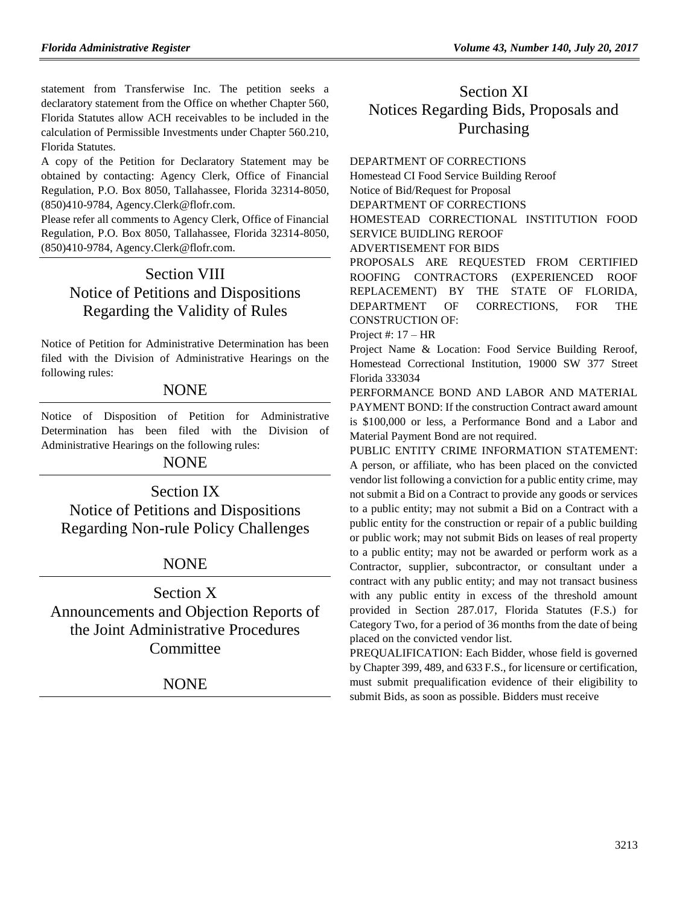statement from Transferwise Inc. The petition seeks a declaratory statement from the Office on whether Chapter 560, Florida Statutes allow ACH receivables to be included in the calculation of Permissible Investments under Chapter 560.210, Florida Statutes.

A copy of the Petition for Declaratory Statement may be obtained by contacting: Agency Clerk, Office of Financial Regulation, P.O. Box 8050, Tallahassee, Florida 32314-8050, (850)410-9784, Agency.Clerk@flofr.com.

Please refer all comments to Agency Clerk, Office of Financial Regulation, P.O. Box 8050, Tallahassee, Florida 32314-8050, (850)410-9784, Agency.Clerk@flofr.com.

# Section VIII Notice of Petitions and Dispositions Regarding the Validity of Rules

Notice of Petition for Administrative Determination has been filed with the Division of Administrative Hearings on the following rules:

NONE

Notice of Disposition of Petition for Administrative Determination has been filed with the Division of Administrative Hearings on the following rules:

NONE

# Section IX Notice of Petitions and Dispositions Regarding Non-rule Policy Challenges

NONE

# Section X Announcements and Objection Reports of the Joint Administrative Procedures Committee

NONE

# Section XI Notices Regarding Bids, Proposals and Purchasing

DEPARTMENT OF CORRECTIONS

Homestead CI Food Service Building Reroof

Notice of Bid/Request for Proposal

DEPARTMENT OF CORRECTIONS

HOMESTEAD CORRECTIONAL INSTITUTION FOOD SERVICE BUIDLING REROOF

ADVERTISEMENT FOR BIDS

PROPOSALS ARE REQUESTED FROM CERTIFIED ROOFING CONTRACTORS (EXPERIENCED ROOF REPLACEMENT) BY THE STATE OF FLORIDA, DEPARTMENT OF CORRECTIONS, FOR THE CONSTRUCTION OF:

Project #: 17 – HR

Project Name & Location: Food Service Building Reroof, Homestead Correctional Institution, 19000 SW 377 Street Florida 333034

PERFORMANCE BOND AND LABOR AND MATERIAL PAYMENT BOND: If the construction Contract award amount is $100,000 or less, a Performance Bond and a Labor and Material Payment Bond are not required.

PUBLIC ENTITY CRIME INFORMATION STATEMENT: A person, or affiliate, who has been placed on the convicted vendor list following a conviction for a public entity crime, may not submit a Bid on a Contract to provide any goods or services to a public entity; may not submit a Bid on a Contract with a public entity for the construction or repair of a public building or public work; may not submit Bids on leases of real property to a public entity; may not be awarded or perform work as a Contractor, supplier, subcontractor, or consultant under a contract with any public entity; and may not transact business with any public entity in excess of the threshold amount provided in Section 287.017, Florida Statutes (F.S.) for Category Two, for a period of 36 months from the date of being placed on the convicted vendor list.

PREQUALIFICATION: Each Bidder, whose field is governed by Chapter 399, 489, and 633 F.S., for licensure or certification, must submit prequalification evidence of their eligibility to submit Bids, as soon as possible. Bidders must receive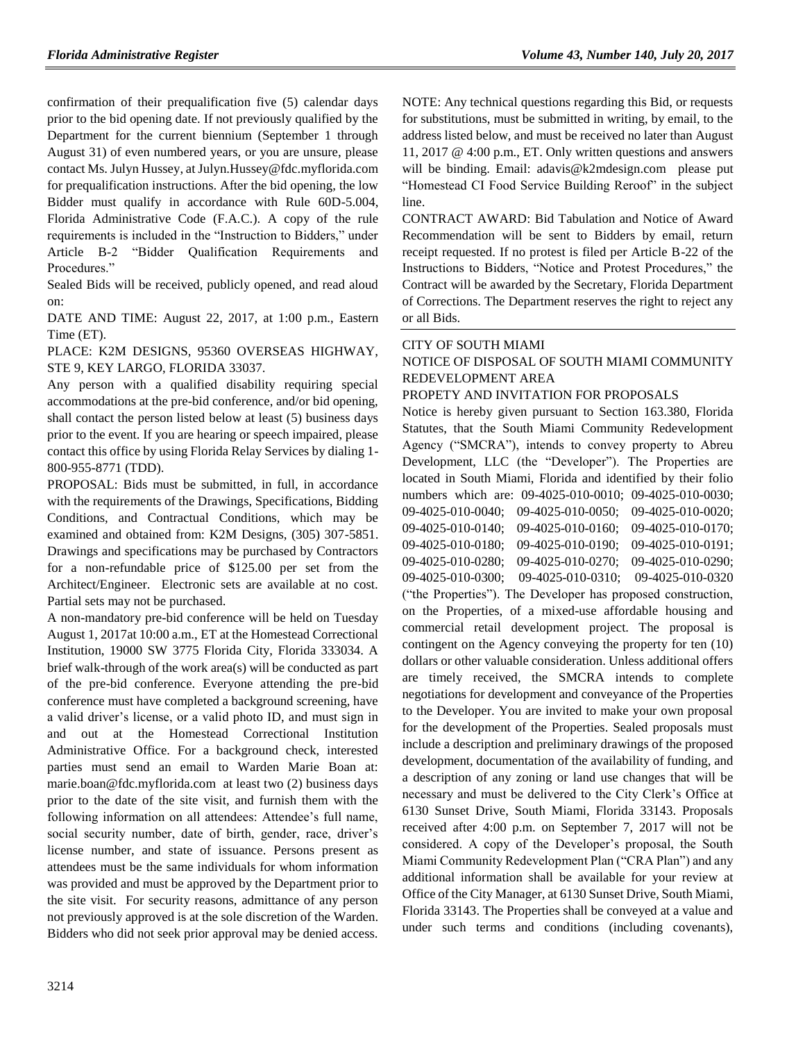confirmation of their prequalification five (5) calendar days prior to the bid opening date. If not previously qualified by the Department for the current biennium (September 1 through August 31) of even numbered years, or you are unsure, please contact Ms. Julyn Hussey, at Julyn.Hussey@fdc.myflorida.com for prequalification instructions. After the bid opening, the low Bidder must qualify in accordance with Rule 60D-5.004, Florida Administrative Code (F.A.C.). A copy of the rule requirements is included in the "Instruction to Bidders," under Article B-2 "Bidder Qualification Requirements and Procedures."

Sealed Bids will be received, publicly opened, and read aloud on:

DATE AND TIME: August 22, 2017, at 1:00 p.m., Eastern Time (ET).

PLACE: K2M DESIGNS, 95360 OVERSEAS HIGHWAY, STE 9, KEY LARGO, FLORIDA 33037.

Any person with a qualified disability requiring special accommodations at the pre-bid conference, and/or bid opening, shall contact the person listed below at least (5) business days prior to the event. If you are hearing or speech impaired, please contact this office by using Florida Relay Services by dialing 1-800-955-8771 (TDD).

PROPOSAL: Bids must be submitted, in full, in accordance with the requirements of the Drawings, Specifications, Bidding Conditions, and Contractual Conditions, which may be examined and obtained from: K2M Designs, (305) 307-5851. Drawings and specifications may be purchased by Contractors for a non-refundable price of $125.00 per set from the Architect/Engineer. Electronic sets are available at no cost. Partial sets may not be purchased.

A non-mandatory pre-bid conference will be held on Tuesday August 1, 2017at 10:00 a.m., ET at the Homestead Correctional Institution, 19000 SW 3775 Florida City, Florida 333034. A brief walk-through of the work area(s) will be conducted as part of the pre-bid conference. Everyone attending the pre-bid conference must have completed a background screening, have a valid driver's license, or a valid photo ID, and must sign in and out at the Homestead Correctional Institution Administrative Office. For a background check, interested parties must send an email to Warden Marie Boan at: marie.boan@fdc.myflorida.com at least two (2) business days prior to the date of the site visit, and furnish them with the following information on all attendees: Attendee's full name, social security number, date of birth, gender, race, driver's license number, and state of issuance. Persons present as attendees must be the same individuals for whom information was provided and must be approved by the Department prior to the site visit. For security reasons, admittance of any person not previously approved is at the sole discretion of the Warden. Bidders who did not seek prior approval may be denied access.

NOTE: Any technical questions regarding this Bid, or requests for substitutions, must be submitted in writing, by email, to the address listed below, and must be received no later than August 11, 2017 @ 4:00 p.m., ET. Only written questions and answers will be binding. Email: adavis@k2mdesign.com please put "Homestead CI Food Service Building Reroof" in the subject line.

CONTRACT AWARD: Bid Tabulation and Notice of Award Recommendation will be sent to Bidders by email, return receipt requested. If no protest is filed per Article B-22 of the Instructions to Bidders, "Notice and Protest Procedures," the Contract will be awarded by the Secretary, Florida Department of Corrections. The Department reserves the right to reject any or all Bids.

CITY OF SOUTH MIAMI

NOTICE OF DISPOSAL OF SOUTH MIAMI COMMUNITY REDEVELOPMENT AREA

PROPETY AND INVITATION FOR PROPOSALS

Notice is hereby given pursuant to Section 163.380, Florida Statutes, that the South Miami Community Redevelopment Agency ("SMCRA"), intends to convey property to Abreu Development, LLC (the "Developer"). The Properties are located in South Miami, Florida and identified by their folio numbers which are: 09-4025-010-0010; 09-4025-010-0030; 09-4025-010-0040; 09-4025-010-0050; 09-4025-010-0020; 09-4025-010-0140; 09-4025-010-0160; 09-4025-010-0170; 09-4025-010-0180; 09-4025-010-0190; 09-4025-010-0191; 09-4025-010-0280; 09-4025-010-0270; 09-4025-010-0290; 09-4025-010-0300; 09-4025-010-0310; 09-4025-010-0320 ("the Properties"). The Developer has proposed construction, on the Properties, of a mixed-use affordable housing and commercial retail development project. The proposal is contingent on the Agency conveying the property for ten (10) dollars or other valuable consideration. Unless additional offers are timely received, the SMCRA intends to complete negotiations for development and conveyance of the Properties to the Developer. You are invited to make your own proposal for the development of the Properties. Sealed proposals must include a description and preliminary drawings of the proposed development, documentation of the availability of funding, and a description of any zoning or land use changes that will be necessary and must be delivered to the City Clerk's Office at 6130 Sunset Drive, South Miami, Florida 33143. Proposals received after 4:00 p.m. on September 7, 2017 will not be considered. A copy of the Developer's proposal, the South Miami Community Redevelopment Plan ("CRA Plan") and any additional information shall be available for your review at Office of the City Manager, at 6130 Sunset Drive, South Miami, Florida 33143. The Properties shall be conveyed at a value and under such terms and conditions (including covenants),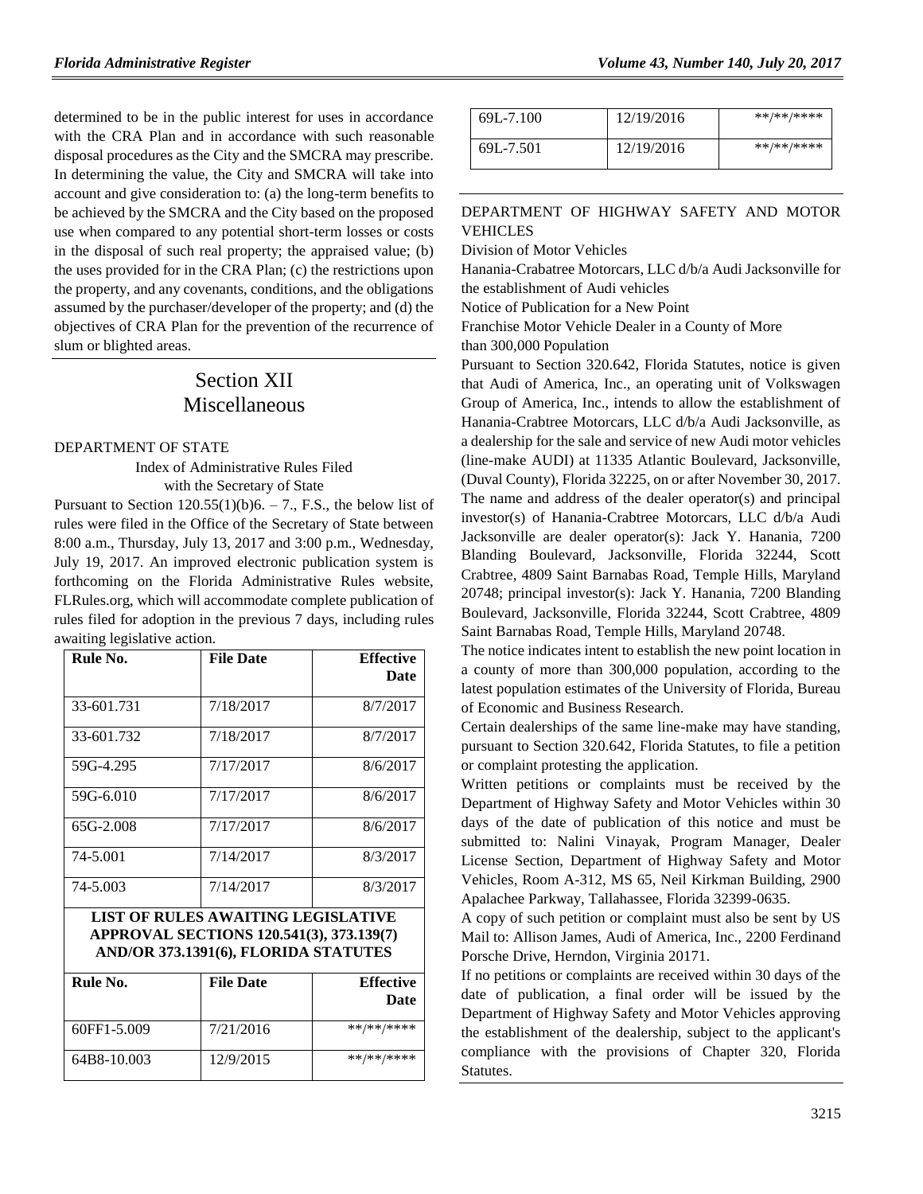determined to be in the public interest for uses in accordance with the CRA Plan and in accordance with such reasonable disposal procedures as the City and the SMCRA may prescribe. In determining the value, the City and SMCRA will take into account and give consideration to: (a) the long-term benefits to be achieved by the SMCRA and the City based on the proposed use when compared to any potential short-term losses or costs in the disposal of such real property; the appraised value; (b) the uses provided for in the CRA Plan; (c) the restrictions upon the property, and any covenants, conditions, and the obligations assumed by the purchaser/developer of the property; and (d) the objectives of CRA Plan for the prevention of the recurrence of slum or blighted areas.

# Section XII Miscellaneous

DEPARTMENT OF STATE

Index of Administrative Rules Filed with the Secretary of State

Pursuant to Section 120.55(1)(b)6. – 7., F.S., the below list of rules were filed in the Office of the Secretary of State between 8:00 a.m., Thursday, July 13, 2017 and 3:00 p.m., Wednesday, July 19, 2017. An improved electronic publication system is forthcoming on the Florida Administrative Rules website, FLRules.org, which will accommodate complete publication of rules filed for adoption in the previous 7 days, including rules awaiting legislative action.

| Rule No. | File Date | Effective Date |
|---|---|---|
| 33-601.731 | 7/18/2017 | 8/7/2017 |
| 33-601.732 | 7/18/2017 | 8/7/2017 |
| 59G-4.295 | 7/17/2017 | 8/6/2017 |
| 59G-6.010 | 7/17/2017 | 8/6/2017 |
| 65G-2.008 | 7/17/2017 | 8/6/2017 |
| 74-5.001 | 7/14/2017 | 8/3/2017 |
| 74-5.003 | 7/14/2017 | 8/3/2017 |

**LIST OF RULES AWAITING LEGISLATIVE APPROVAL SECTIONS 120.541(3), 373.139(7) AND/OR 373.1391(6), FLORIDA STATUTES**

| Rule No. | File Date | Effective Date |
|---|---|---|
| 60FF1-5.009 | 7/21/2016 | \*\*/\*\*/\*\*\*\* |
| 64B8-10.003 | 12/9/2015 | \*\*/\*\*/\*\*\*\* |
| 69L-7.100 | 12/19/2016 | \*\*/\*\*/\*\*\*\* |
| 69L-7.501 | 12/19/2016 | \*\*/\*\*/\*\*\*\* |

DEPARTMENT OF HIGHWAY SAFETY AND MOTOR VEHICLES

Division of Motor Vehicles

Hanania-Crabatree Motorcars, LLC d/b/a Audi Jacksonville for the establishment of Audi vehicles

Notice of Publication for a New Point

Franchise Motor Vehicle Dealer in a County of More than 300,000 Population

Pursuant to Section 320.642, Florida Statutes, notice is given that Audi of America, Inc., an operating unit of Volkswagen Group of America, Inc., intends to allow the establishment of Hanania-Crabtree Motorcars, LLC d/b/a Audi Jacksonville, as a dealership for the sale and service of new Audi motor vehicles (line-make AUDI) at 11335 Atlantic Boulevard, Jacksonville, (Duval County), Florida 32225, on or after November 30, 2017.

The name and address of the dealer operator(s) and principal investor(s) of Hanania-Crabtree Motorcars, LLC d/b/a Audi Jacksonville are dealer operator(s): Jack Y. Hanania, 7200 Blanding Boulevard, Jacksonville, Florida 32244, Scott Crabtree, 4809 Saint Barnabas Road, Temple Hills, Maryland 20748; principal investor(s): Jack Y. Hanania, 7200 Blanding Boulevard, Jacksonville, Florida 32244, Scott Crabtree, 4809 Saint Barnabas Road, Temple Hills, Maryland 20748.

The notice indicates intent to establish the new point location in a county of more than 300,000 population, according to the latest population estimates of the University of Florida, Bureau of Economic and Business Research.

Certain dealerships of the same line-make may have standing, pursuant to Section 320.642, Florida Statutes, to file a petition or complaint protesting the application.

Written petitions or complaints must be received by the Department of Highway Safety and Motor Vehicles within 30 days of the date of publication of this notice and must be submitted to: Nalini Vinayak, Program Manager, Dealer License Section, Department of Highway Safety and Motor Vehicles, Room A-312, MS 65, Neil Kirkman Building, 2900 Apalachee Parkway, Tallahassee, Florida 32399-0635.

A copy of such petition or complaint must also be sent by US Mail to: Allison James, Audi of America, Inc., 2200 Ferdinand Porsche Drive, Herndon, Virginia 20171.

If no petitions or complaints are received within 30 days of the date of publication, a final order will be issued by the Department of Highway Safety and Motor Vehicles approving the establishment of the dealership, subject to the applicant's compliance with the provisions of Chapter 320, Florida Statutes.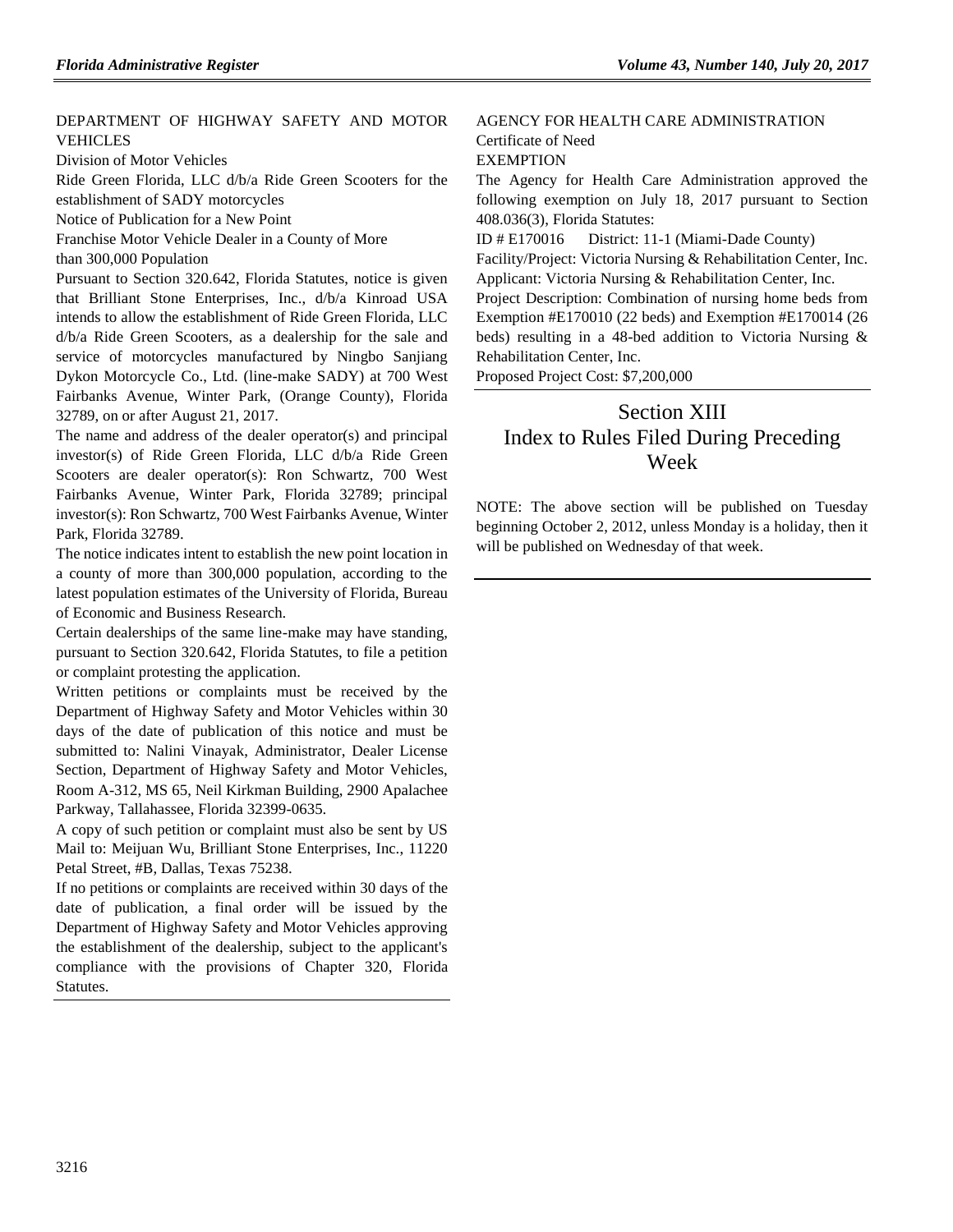DEPARTMENT OF HIGHWAY SAFETY AND MOTOR VEHICLES

Division of Motor Vehicles

Ride Green Florida, LLC d/b/a Ride Green Scooters for the establishment of SADY motorcycles

Notice of Publication for a New Point

Franchise Motor Vehicle Dealer in a County of More than 300,000 Population

Pursuant to Section 320.642, Florida Statutes, notice is given that Brilliant Stone Enterprises, Inc., d/b/a Kinroad USA intends to allow the establishment of Ride Green Florida, LLC d/b/a Ride Green Scooters, as a dealership for the sale and service of motorcycles manufactured by Ningbo Sanjiang Dykon Motorcycle Co., Ltd. (line-make SADY) at 700 West Fairbanks Avenue, Winter Park, (Orange County), Florida 32789, on or after August 21, 2017.

The name and address of the dealer operator(s) and principal investor(s) of Ride Green Florida, LLC d/b/a Ride Green Scooters are dealer operator(s): Ron Schwartz, 700 West Fairbanks Avenue, Winter Park, Florida 32789; principal investor(s): Ron Schwartz, 700 West Fairbanks Avenue, Winter Park, Florida 32789.

The notice indicates intent to establish the new point location in a county of more than 300,000 population, according to the latest population estimates of the University of Florida, Bureau of Economic and Business Research.

Certain dealerships of the same line-make may have standing, pursuant to Section 320.642, Florida Statutes, to file a petition or complaint protesting the application.

Written petitions or complaints must be received by the Department of Highway Safety and Motor Vehicles within 30 days of the date of publication of this notice and must be submitted to: Nalini Vinayak, Administrator, Dealer License Section, Department of Highway Safety and Motor Vehicles, Room A-312, MS 65, Neil Kirkman Building, 2900 Apalachee Parkway, Tallahassee, Florida 32399-0635.

A copy of such petition or complaint must also be sent by US Mail to: Meijuan Wu, Brilliant Stone Enterprises, Inc., 11220 Petal Street, #B, Dallas, Texas 75238.

If no petitions or complaints are received within 30 days of the date of publication, a final order will be issued by the Department of Highway Safety and Motor Vehicles approving the establishment of the dealership, subject to the applicant's compliance with the provisions of Chapter 320, Florida Statutes.

AGENCY FOR HEALTH CARE ADMINISTRATION

Certificate of Need

EXEMPTION

The Agency for Health Care Administration approved the following exemption on July 18, 2017 pursuant to Section 408.036(3), Florida Statutes:

ID # E170016 District: 11-1 (Miami-Dade County)

Facility/Project: Victoria Nursing & Rehabilitation Center, Inc.

Applicant: Victoria Nursing & Rehabilitation Center, Inc.

Project Description: Combination of nursing home beds from Exemption #E170010 (22 beds) and Exemption #E170014 (26 beds) resulting in a 48-bed addition to Victoria Nursing & Rehabilitation Center, Inc.

Proposed Project Cost: $7,200,000

# Section XIII
# Index to Rules Filed During Preceding Week

NOTE: The above section will be published on Tuesday beginning October 2, 2012, unless Monday is a holiday, then it will be published on Wednesday of that week.